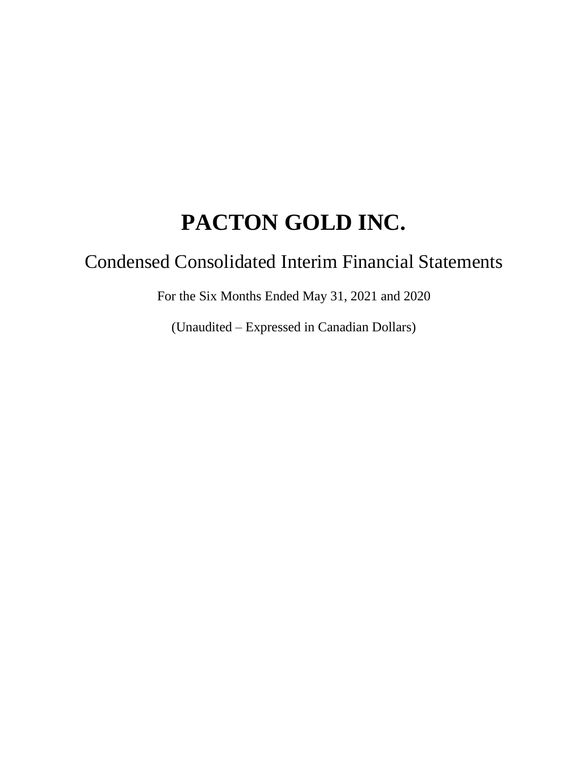# PACTON GOLD INC.

## Condensed Consolidated Interim Financial Statements

For the Six Months Ended May 31, 2021 and 2020

(Unaudited – Expressed in Canadian Dollars)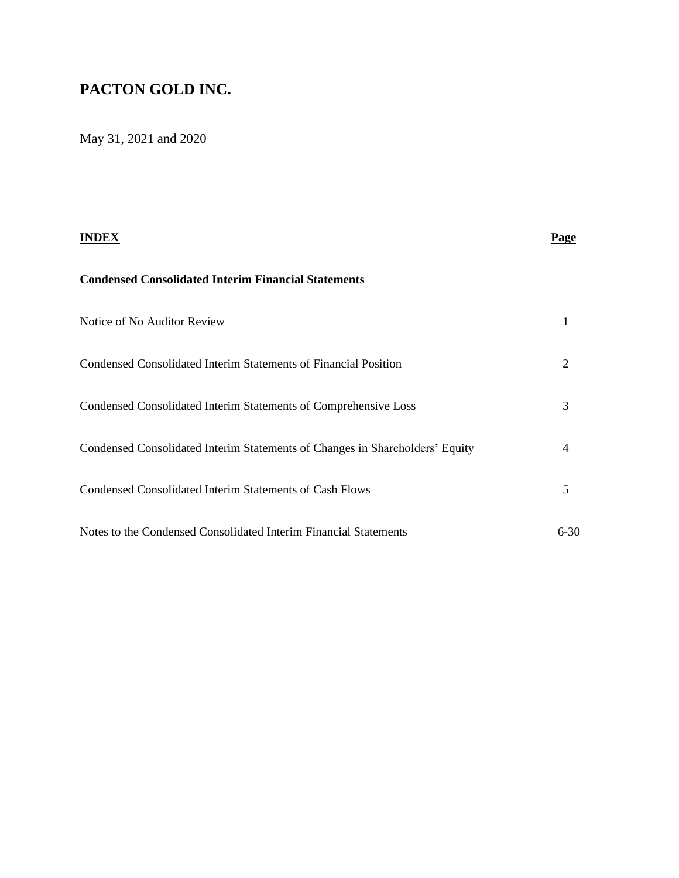# PACTON GOLD INC.

May 31, 2021 and 2020

| **INDEX** | **Page** |
|---|---|
| **Condensed Consolidated Interim Financial Statements** | |
| Notice of No Auditor Review | 1 |
| Condensed Consolidated Interim Statements of Financial Position | 2 |
| Condensed Consolidated Interim Statements of Comprehensive Loss | 3 |
| Condensed Consolidated Interim Statements of Changes in Shareholders' Equity | 4 |
| Condensed Consolidated Interim Statements of Cash Flows | 5 |
| Notes to the Condensed Consolidated Interim Financial Statements | 6-30 |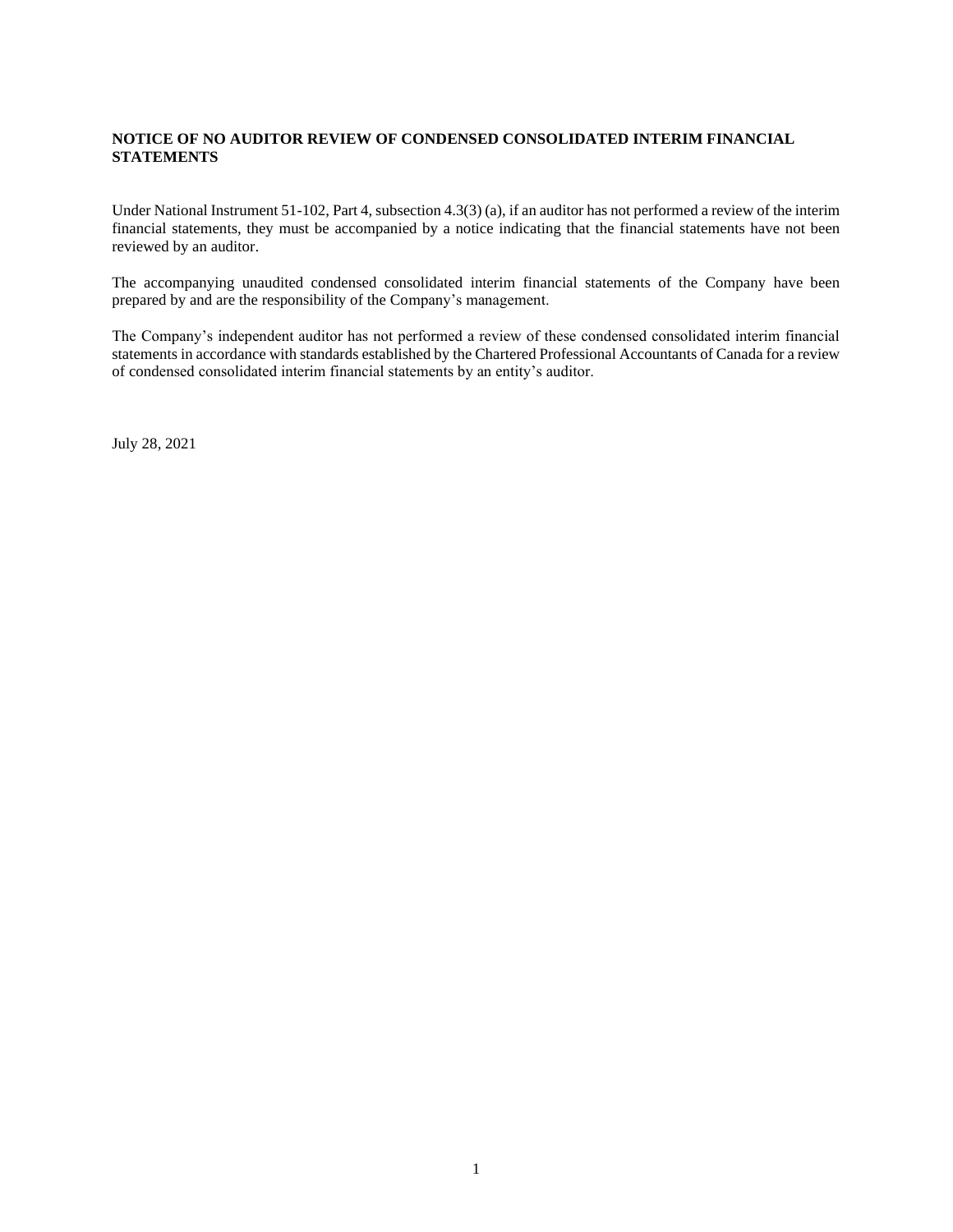**NOTICE OF NO AUDITOR REVIEW OF CONDENSED CONSOLIDATED INTERIM FINANCIAL STATEMENTS**

Under National Instrument 51-102, Part 4, subsection 4.3(3) (a), if an auditor has not performed a review of the interim financial statements, they must be accompanied by a notice indicating that the financial statements have not been reviewed by an auditor.

The accompanying unaudited condensed consolidated interim financial statements of the Company have been prepared by and are the responsibility of the Company's management.

The Company's independent auditor has not performed a review of these condensed consolidated interim financial statements in accordance with standards established by the Chartered Professional Accountants of Canada for a review of condensed consolidated interim financial statements by an entity's auditor.

July 28, 2021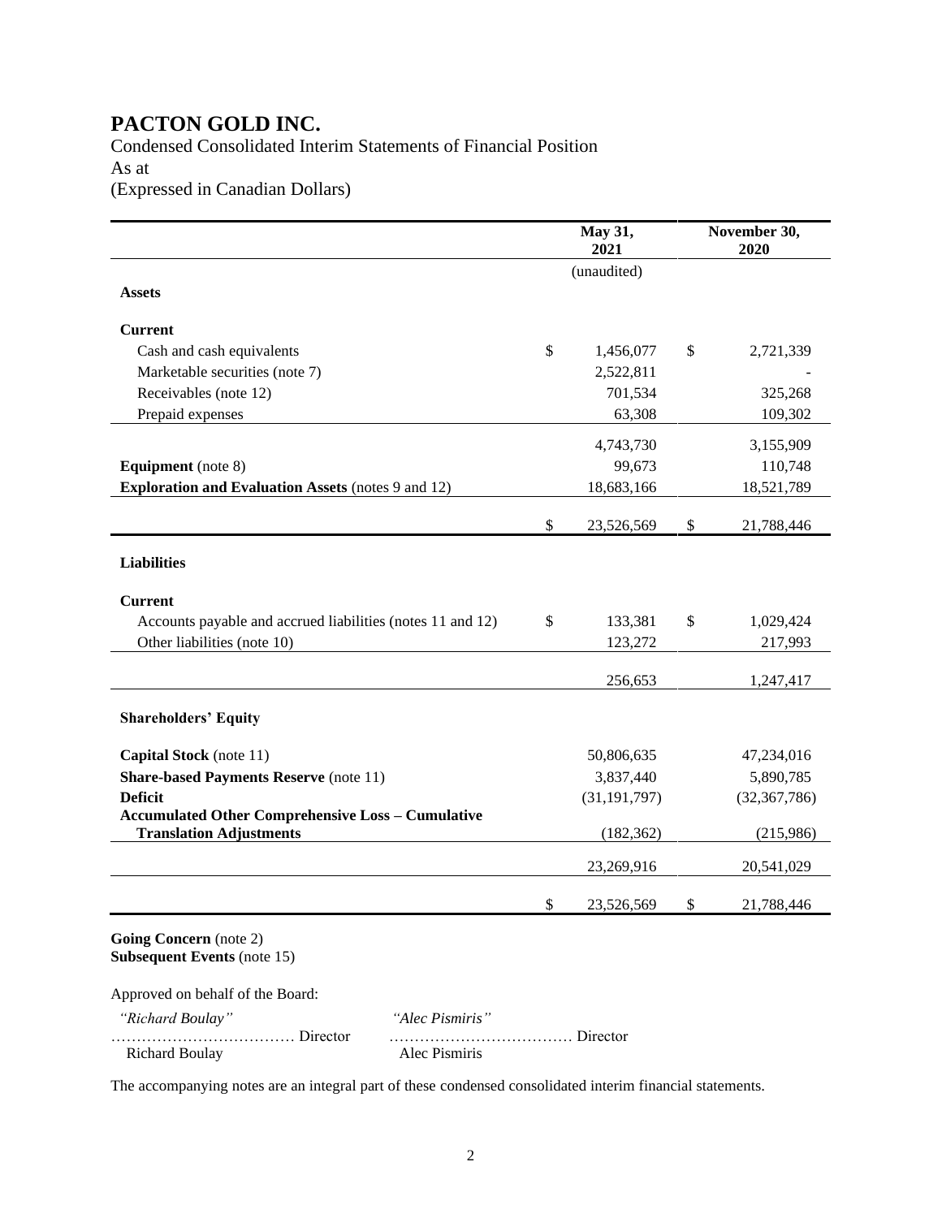# PACTON GOLD INC.

Condensed Consolidated Interim Statements of Financial Position
As at
(Expressed in Canadian Dollars)

| | May 31, 2021 | November 30, 2020 |
|---|---|---|
| | (unaudited) | |
| **Assets** | | |
| **Current** | | |
| Cash and cash equivalents | $ 1,456,077 | $ 2,721,339 |
| Marketable securities (note 7) | 2,522,811 | - |
| Receivables (note 12) | 701,534 | 325,268 |
| Prepaid expenses | 63,308 | 109,302 |
| | 4,743,730 | 3,155,909 |
| **Equipment** (note 8) | 99,673 | 110,748 |
| **Exploration and Evaluation Assets** (notes 9 and 12) | 18,683,166 | 18,521,789 |
| | $ 23,526,569 | $ 21,788,446 |
| **Liabilities** | | |
| **Current** | | |
| Accounts payable and accrued liabilities (notes 11 and 12) | $ 133,381 | $ 1,029,424 |
| Other liabilities (note 10) | 123,272 | 217,993 |
| | 256,653 | 1,247,417 |
| **Shareholders' Equity** | | |
| **Capital Stock** (note 11) | 50,806,635 | 47,234,016 |
| **Share-based Payments Reserve** (note 11) | 3,837,440 | 5,890,785 |
| **Deficit** | (31,191,797) | (32,367,786) |
| **Accumulated Other Comprehensive Loss – Cumulative Translation Adjustments** | (182,362) | (215,986) |
| | 23,269,916 | 20,541,029 |
| | $ 23,526,569 | $ 21,788,446 |

**Going Concern** (note 2)
**Subsequent Events** (note 15)

Approved on behalf of the Board:

| | |
|---|---|
| *"Richard Boulay"* | *"Alec Pismiris"* |
| ……………………………… Director | ……………………………… Director |
| Richard Boulay | Alec Pismiris |

The accompanying notes are an integral part of these condensed consolidated interim financial statements.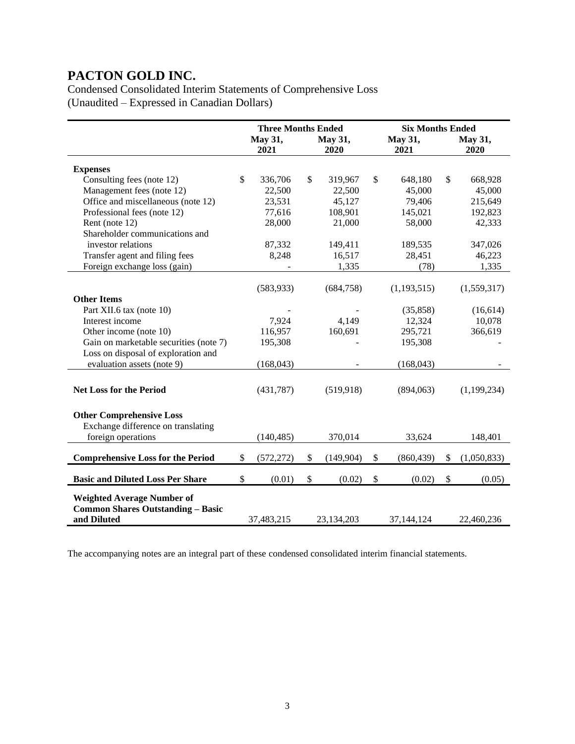# PACTON GOLD INC.

Condensed Consolidated Interim Statements of Comprehensive Loss
(Unaudited – Expressed in Canadian Dollars)

| | Three Months Ended | | Six Months Ended | |
|---|---|---|---|---|
| | May 31, 2021 | May 31, 2020 | May 31, 2021 | May 31, 2020 |
| **Expenses** | | | | |
| Consulting fees (note 12) | $ 336,706 | $ 319,967 | $ 648,180 | $ 668,928 |
| Management fees (note 12) | 22,500 | 22,500 | 45,000 | 45,000 |
| Office and miscellaneous (note 12) | 23,531 | 45,127 | 79,406 | 215,649 |
| Professional fees (note 12) | 77,616 | 108,901 | 145,021 | 192,823 |
| Rent (note 12) | 28,000 | 21,000 | 58,000 | 42,333 |
| Shareholder communications and investor relations | 87,332 | 149,411 | 189,535 | 347,026 |
| Transfer agent and filing fees | 8,248 | 16,517 | 28,451 | 46,223 |
| Foreign exchange loss (gain) | - | 1,335 | (78) | 1,335 |
| | (583,933) | (684,758) | (1,193,515) | (1,559,317) |
| **Other Items** | | | | |
| Part XII.6 tax (note 10) | - | - | (35,858) | (16,614) |
| Interest income | 7,924 | 4,149 | 12,324 | 10,078 |
| Other income (note 10) | 116,957 | 160,691 | 295,721 | 366,619 |
| Gain on marketable securities (note 7) | 195,308 | - | 195,308 | - |
| Loss on disposal of exploration and evaluation assets (note 9) | (168,043) | - | (168,043) | - |
| **Net Loss for the Period** | (431,787) | (519,918) | (894,063) | (1,199,234) |
| **Other Comprehensive Loss** | | | | |
| Exchange difference on translating foreign operations | (140,485) | 370,014 | 33,624 | 148,401 |
| **Comprehensive Loss for the Period** | $ (572,272) | $ (149,904) | $ (860,439) | $ (1,050,833) |
| **Basic and Diluted Loss Per Share** | $ (0.01) | $ (0.02) | $ (0.02) | $ (0.05) |
| **Weighted Average Number of Common Shares Outstanding – Basic and Diluted** | 37,483,215 | 23,134,203 | 37,144,124 | 22,460,236 |

The accompanying notes are an integral part of these condensed consolidated interim financial statements.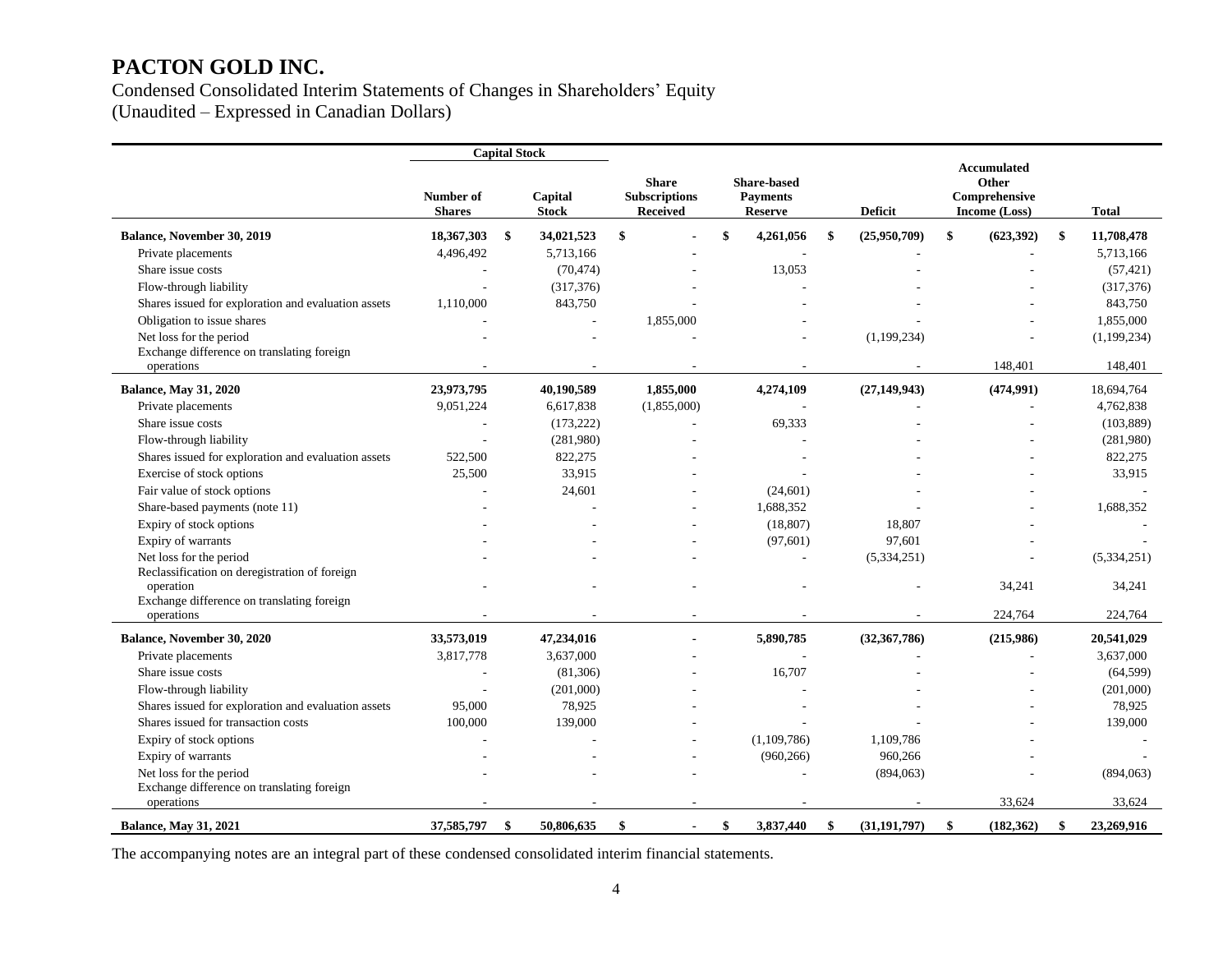# PACTON GOLD INC.

Condensed Consolidated Interim Statements of Changes in Shareholders' Equity
(Unaudited – Expressed in Canadian Dollars)

| | Capital Stock | | | | | | |
|---|---|---|---|---|---|---|---|
| | **Number of Shares** | **Capital Stock** | **Share Subscriptions Received** | **Share-based Payments Reserve** | **Deficit** | **Accumulated Other Comprehensive Income (Loss)** | **Total** |
| **Balance, November 30, 2019** | **18,367,303** | **$ 34,021,523** | **$ -** | **$ 4,261,056** | **$ (25,950,709)** | **$ (623,392)** | **$ 11,708,478** |
| Private placements | 4,496,492 | 5,713,166 | - | - | - | - | 5,713,166 |
| Share issue costs | - | (70,474) | - | 13,053 | - | - | (57,421) |
| Flow-through liability | - | (317,376) | - | - | - | - | (317,376) |
| Shares issued for exploration and evaluation assets | 1,110,000 | 843,750 | - | - | - | - | 843,750 |
| Obligation to issue shares | - | - | 1,855,000 | - | - | - | 1,855,000 |
| Net loss for the period | - | - | - | - | (1,199,234) | - | (1,199,234) |
| Exchange difference on translating foreign operations | - | - | - | - | - | 148,401 | 148,401 |
| **Balance, May 31, 2020** | **23,973,795** | **40,190,589** | **1,855,000** | **4,274,109** | **(27,149,943)** | **(474,991)** | **18,694,764** |
| Private placements | 9,051,224 | 6,617,838 | (1,855,000) | - | - | - | 4,762,838 |
| Share issue costs | - | (173,222) | - | 69,333 | - | - | (103,889) |
| Flow-through liability | - | (281,980) | - | - | - | - | (281,980) |
| Shares issued for exploration and evaluation assets | 522,500 | 822,275 | - | - | - | - | 822,275 |
| Exercise of stock options | 25,500 | 33,915 | - | - | - | - | 33,915 |
| Fair value of stock options | - | 24,601 | - | (24,601) | - | - | - |
| Share-based payments (note 11) | - | - | - | 1,688,352 | - | - | 1,688,352 |
| Expiry of stock options | - | - | - | (18,807) | 18,807 | - | - |
| Expiry of warrants | - | - | - | (97,601) | 97,601 | - | - |
| Net loss for the period | - | - | - | - | (5,334,251) | - | (5,334,251) |
| Reclassification on deregistration of foreign operation | - | - | - | - | - | 34,241 | 34,241 |
| Exchange difference on translating foreign operations | - | - | - | - | - | 224,764 | 224,764 |
| **Balance, November 30, 2020** | **33,573,019** | **47,234,016** | **-** | **5,890,785** | **(32,367,786)** | **(215,986)** | **20,541,029** |
| Private placements | 3,817,778 | 3,637,000 | - | - | - | - | 3,637,000 |
| Share issue costs | - | (81,306) | - | 16,707 | - | - | (64,599) |
| Flow-through liability | - | (201,000) | - | - | - | - | (201,000) |
| Shares issued for exploration and evaluation assets | 95,000 | 78,925 | - | - | - | - | 78,925 |
| Shares issued for transaction costs | 100,000 | 139,000 | - | - | - | - | 139,000 |
| Expiry of stock options | - | - | - | (1,109,786) | 1,109,786 | - | - |
| Expiry of warrants | - | - | - | (960,266) | 960,266 | - | - |
| Net loss for the period | - | - | - | - | (894,063) | - | (894,063) |
| Exchange difference on translating foreign operations | - | - | - | - | - | 33,624 | 33,624 |
| **Balance, May 31, 2021** | **37,585,797** | **$ 50,806,635** | **$ -** | **$ 3,837,440** | **$ (31,191,797)** | **$ (182,362)** | **$ 23,269,916** |

The accompanying notes are an integral part of these condensed consolidated interim financial statements.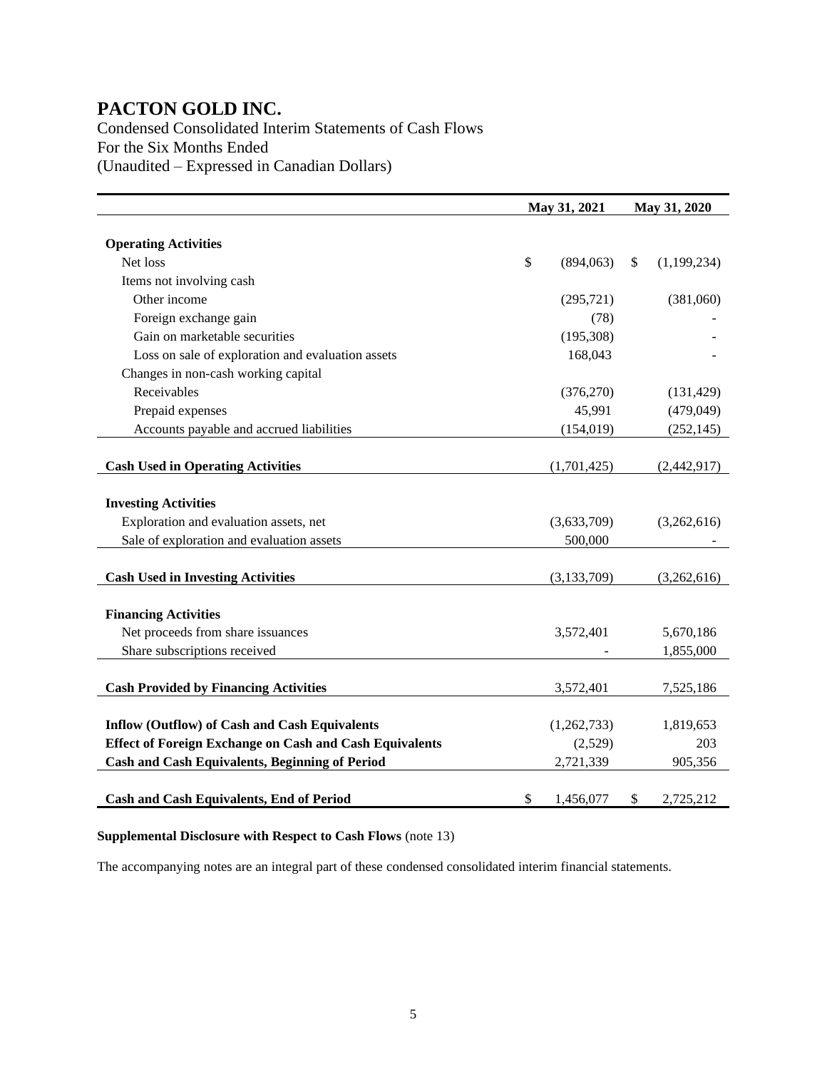# PACTON GOLD INC.

Condensed Consolidated Interim Statements of Cash Flows
For the Six Months Ended
(Unaudited – Expressed in Canadian Dollars)

| | May 31, 2021 | May 31, 2020 |
|---|---|---|
| **Operating Activities** | | |
| Net loss | $ (894,063) | $ (1,199,234) |
| Items not involving cash | | |
| Other income | (295,721) | (381,060) |
| Foreign exchange gain | (78) | - |
| Gain on marketable securities | (195,308) | - |
| Loss on sale of exploration and evaluation assets | 168,043 | - |
| Changes in non-cash working capital | | |
| Receivables | (376,270) | (131,429) |
| Prepaid expenses | 45,991 | (479,049) |
| Accounts payable and accrued liabilities | (154,019) | (252,145) |
| **Cash Used in Operating Activities** | (1,701,425) | (2,442,917) |
| **Investing Activities** | | |
| Exploration and evaluation assets, net | (3,633,709) | (3,262,616) |
| Sale of exploration and evaluation assets | 500,000 | - |
| **Cash Used in Investing Activities** | (3,133,709) | (3,262,616) |
| **Financing Activities** | | |
| Net proceeds from share issuances | 3,572,401 | 5,670,186 |
| Share subscriptions received | - | 1,855,000 |
| **Cash Provided by Financing Activities** | 3,572,401 | 7,525,186 |
| **Inflow (Outflow) of Cash and Cash Equivalents** | (1,262,733) | 1,819,653 |
| **Effect of Foreign Exchange on Cash and Cash Equivalents** | (2,529) | 203 |
| **Cash and Cash Equivalents, Beginning of Period** | 2,721,339 | 905,356 |
| **Cash and Cash Equivalents, End of Period** | $ 1,456,077 | $ 2,725,212 |

**Supplemental Disclosure with Respect to Cash Flows** (note 13)

The accompanying notes are an integral part of these condensed consolidated interim financial statements.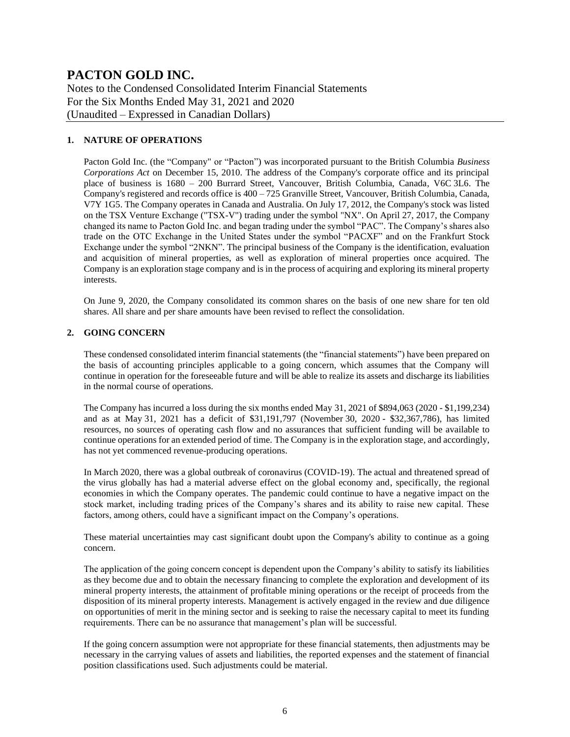# PACTON GOLD INC.

Notes to the Condensed Consolidated Interim Financial Statements
For the Six Months Ended May 31, 2021 and 2020
(Unaudited – Expressed in Canadian Dollars)

## 1. NATURE OF OPERATIONS

Pacton Gold Inc. (the "Company" or "Pacton") was incorporated pursuant to the British Columbia *Business Corporations Act* on December 15, 2010. The address of the Company's corporate office and its principal place of business is 1680 – 200 Burrard Street, Vancouver, British Columbia, Canada, V6C 3L6. The Company's registered and records office is 400 – 725 Granville Street, Vancouver, British Columbia, Canada, V7Y 1G5. The Company operates in Canada and Australia. On July 17, 2012, the Company's stock was listed on the TSX Venture Exchange ("TSX-V") trading under the symbol "NX". On April 27, 2017, the Company changed its name to Pacton Gold Inc. and began trading under the symbol "PAC". The Company's shares also trade on the OTC Exchange in the United States under the symbol "PACXF" and on the Frankfurt Stock Exchange under the symbol "2NKN". The principal business of the Company is the identification, evaluation and acquisition of mineral properties, as well as exploration of mineral properties once acquired. The Company is an exploration stage company and is in the process of acquiring and exploring its mineral property interests.

On June 9, 2020, the Company consolidated its common shares on the basis of one new share for ten old shares. All share and per share amounts have been revised to reflect the consolidation.

## 2. GOING CONCERN

These condensed consolidated interim financial statements (the "financial statements") have been prepared on the basis of accounting principles applicable to a going concern, which assumes that the Company will continue in operation for the foreseeable future and will be able to realize its assets and discharge its liabilities in the normal course of operations.

The Company has incurred a loss during the six months ended May 31, 2021 of $894,063 (2020 - $1,199,234) and as at May 31, 2021 has a deficit of $31,191,797 (November 30, 2020 - $32,367,786), has limited resources, no sources of operating cash flow and no assurances that sufficient funding will be available to continue operations for an extended period of time. The Company is in the exploration stage, and accordingly, has not yet commenced revenue-producing operations.

In March 2020, there was a global outbreak of coronavirus (COVID-19). The actual and threatened spread of the virus globally has had a material adverse effect on the global economy and, specifically, the regional economies in which the Company operates. The pandemic could continue to have a negative impact on the stock market, including trading prices of the Company's shares and its ability to raise new capital. These factors, among others, could have a significant impact on the Company's operations.

These material uncertainties may cast significant doubt upon the Company's ability to continue as a going concern.

The application of the going concern concept is dependent upon the Company's ability to satisfy its liabilities as they become due and to obtain the necessary financing to complete the exploration and development of its mineral property interests, the attainment of profitable mining operations or the receipt of proceeds from the disposition of its mineral property interests. Management is actively engaged in the review and due diligence on opportunities of merit in the mining sector and is seeking to raise the necessary capital to meet its funding requirements. There can be no assurance that management's plan will be successful.

If the going concern assumption were not appropriate for these financial statements, then adjustments may be necessary in the carrying values of assets and liabilities, the reported expenses and the statement of financial position classifications used. Such adjustments could be material.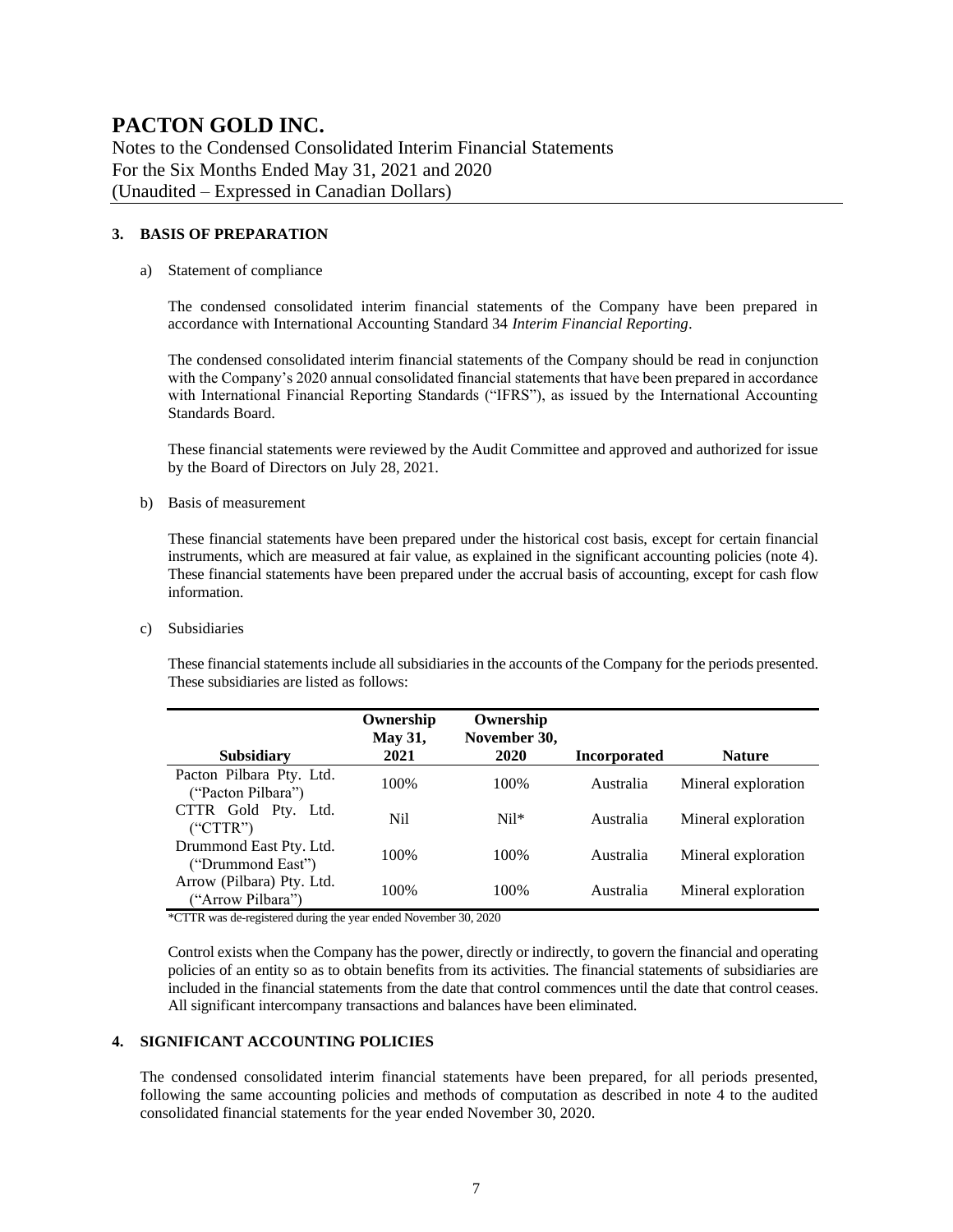## 3. BASIS OF PREPARATION

a) Statement of compliance

The condensed consolidated interim financial statements of the Company have been prepared in accordance with International Accounting Standard 34 *Interim Financial Reporting*.

The condensed consolidated interim financial statements of the Company should be read in conjunction with the Company's 2020 annual consolidated financial statements that have been prepared in accordance with International Financial Reporting Standards ("IFRS"), as issued by the International Accounting Standards Board.

These financial statements were reviewed by the Audit Committee and approved and authorized for issue by the Board of Directors on July 28, 2021.

b) Basis of measurement

These financial statements have been prepared under the historical cost basis, except for certain financial instruments, which are measured at fair value, as explained in the significant accounting policies (note 4). These financial statements have been prepared under the accrual basis of accounting, except for cash flow information.

c) Subsidiaries

These financial statements include all subsidiaries in the accounts of the Company for the periods presented. These subsidiaries are listed as follows:

| Subsidiary | Ownership May 31, 2021 | Ownership November 30, 2020 | Incorporated | Nature |
|---|---|---|---|---|
| Pacton Pilbara Pty. Ltd. ("Pacton Pilbara") | 100% | 100% | Australia | Mineral exploration |
| CTTR Gold Pty. Ltd. ("CTTR") | Nil | Nil* | Australia | Mineral exploration |
| Drummond East Pty. Ltd. ("Drummond East") | 100% | 100% | Australia | Mineral exploration |
| Arrow (Pilbara) Pty. Ltd. ("Arrow Pilbara") | 100% | 100% | Australia | Mineral exploration |

*CTTR was de-registered during the year ended November 30, 2020

Control exists when the Company has the power, directly or indirectly, to govern the financial and operating policies of an entity so as to obtain benefits from its activities. The financial statements of subsidiaries are included in the financial statements from the date that control commences until the date that control ceases. All significant intercompany transactions and balances have been eliminated.

## 4. SIGNIFICANT ACCOUNTING POLICIES

The condensed consolidated interim financial statements have been prepared, for all periods presented, following the same accounting policies and methods of computation as described in note 4 to the audited consolidated financial statements for the year ended November 30, 2020.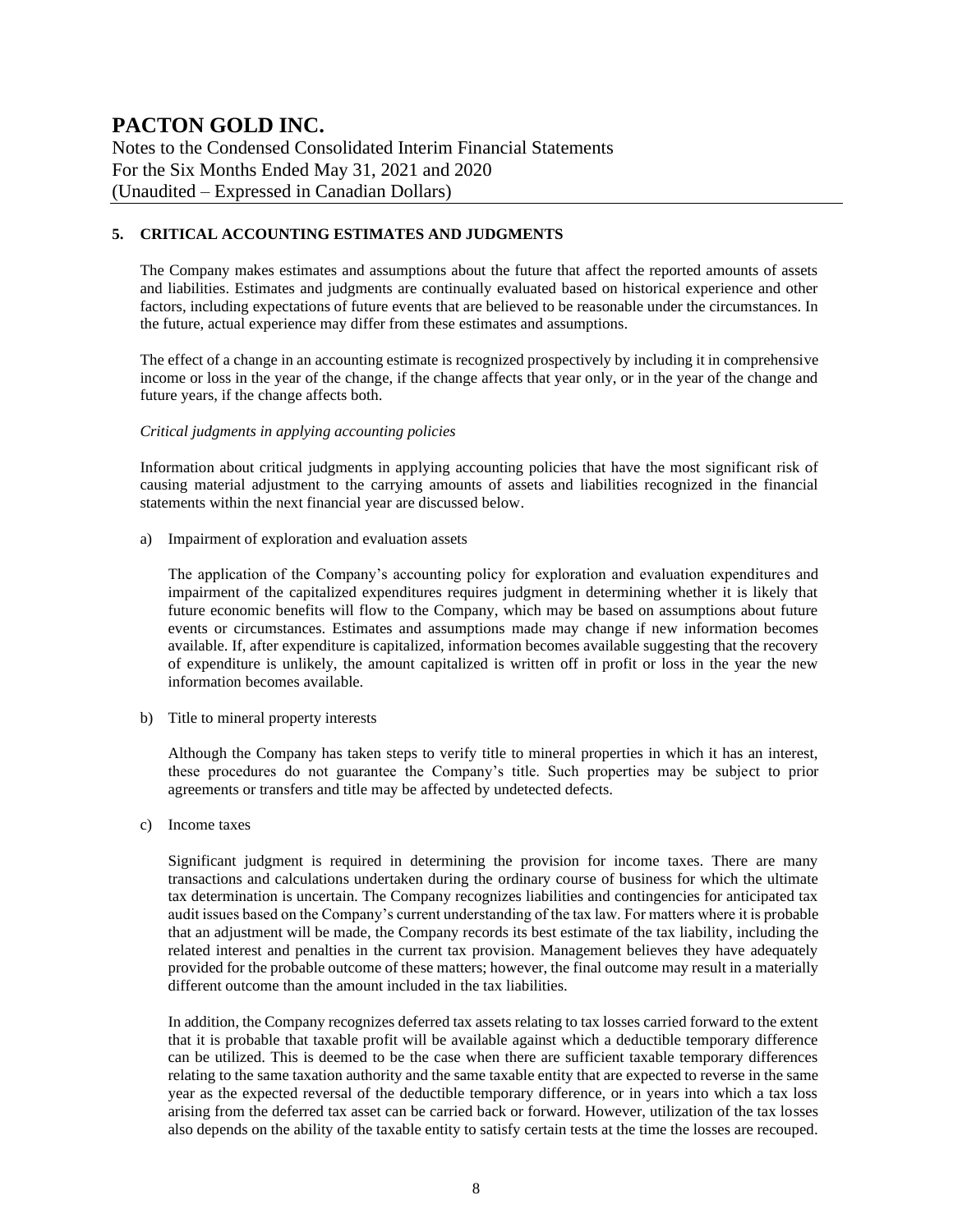## 5. CRITICAL ACCOUNTING ESTIMATES AND JUDGMENTS

The Company makes estimates and assumptions about the future that affect the reported amounts of assets and liabilities. Estimates and judgments are continually evaluated based on historical experience and other factors, including expectations of future events that are believed to be reasonable under the circumstances. In the future, actual experience may differ from these estimates and assumptions.

The effect of a change in an accounting estimate is recognized prospectively by including it in comprehensive income or loss in the year of the change, if the change affects that year only, or in the year of the change and future years, if the change affects both.

*Critical judgments in applying accounting policies*

Information about critical judgments in applying accounting policies that have the most significant risk of causing material adjustment to the carrying amounts of assets and liabilities recognized in the financial statements within the next financial year are discussed below.

a) Impairment of exploration and evaluation assets

The application of the Company's accounting policy for exploration and evaluation expenditures and impairment of the capitalized expenditures requires judgment in determining whether it is likely that future economic benefits will flow to the Company, which may be based on assumptions about future events or circumstances. Estimates and assumptions made may change if new information becomes available. If, after expenditure is capitalized, information becomes available suggesting that the recovery of expenditure is unlikely, the amount capitalized is written off in profit or loss in the year the new information becomes available.

b) Title to mineral property interests

Although the Company has taken steps to verify title to mineral properties in which it has an interest, these procedures do not guarantee the Company's title. Such properties may be subject to prior agreements or transfers and title may be affected by undetected defects.

c) Income taxes

Significant judgment is required in determining the provision for income taxes. There are many transactions and calculations undertaken during the ordinary course of business for which the ultimate tax determination is uncertain. The Company recognizes liabilities and contingencies for anticipated tax audit issues based on the Company's current understanding of the tax law. For matters where it is probable that an adjustment will be made, the Company records its best estimate of the tax liability, including the related interest and penalties in the current tax provision. Management believes they have adequately provided for the probable outcome of these matters; however, the final outcome may result in a materially different outcome than the amount included in the tax liabilities.

In addition, the Company recognizes deferred tax assets relating to tax losses carried forward to the extent that it is probable that taxable profit will be available against which a deductible temporary difference can be utilized. This is deemed to be the case when there are sufficient taxable temporary differences relating to the same taxation authority and the same taxable entity that are expected to reverse in the same year as the expected reversal of the deductible temporary difference, or in years into which a tax loss arising from the deferred tax asset can be carried back or forward. However, utilization of the tax losses also depends on the ability of the taxable entity to satisfy certain tests at the time the losses are recouped.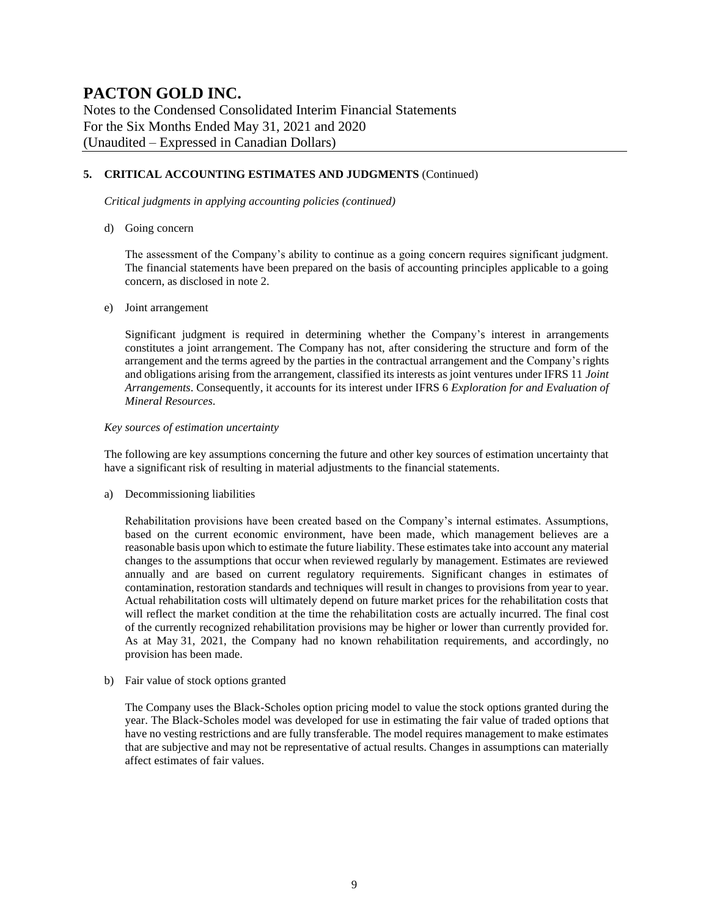## 5. CRITICAL ACCOUNTING ESTIMATES AND JUDGMENTS (Continued)

*Critical judgments in applying accounting policies (continued)*

d) Going concern

The assessment of the Company's ability to continue as a going concern requires significant judgment. The financial statements have been prepared on the basis of accounting principles applicable to a going concern, as disclosed in note 2.

e) Joint arrangement

Significant judgment is required in determining whether the Company's interest in arrangements constitutes a joint arrangement. The Company has not, after considering the structure and form of the arrangement and the terms agreed by the parties in the contractual arrangement and the Company's rights and obligations arising from the arrangement, classified its interests as joint ventures under IFRS 11 *Joint Arrangements*. Consequently, it accounts for its interest under IFRS 6 *Exploration for and Evaluation of Mineral Resources*.

*Key sources of estimation uncertainty*

The following are key assumptions concerning the future and other key sources of estimation uncertainty that have a significant risk of resulting in material adjustments to the financial statements.

a) Decommissioning liabilities

Rehabilitation provisions have been created based on the Company's internal estimates. Assumptions, based on the current economic environment, have been made, which management believes are a reasonable basis upon which to estimate the future liability. These estimates take into account any material changes to the assumptions that occur when reviewed regularly by management. Estimates are reviewed annually and are based on current regulatory requirements. Significant changes in estimates of contamination, restoration standards and techniques will result in changes to provisions from year to year. Actual rehabilitation costs will ultimately depend on future market prices for the rehabilitation costs that will reflect the market condition at the time the rehabilitation costs are actually incurred. The final cost of the currently recognized rehabilitation provisions may be higher or lower than currently provided for. As at May 31, 2021, the Company had no known rehabilitation requirements, and accordingly, no provision has been made.

b) Fair value of stock options granted

The Company uses the Black-Scholes option pricing model to value the stock options granted during the year. The Black-Scholes model was developed for use in estimating the fair value of traded options that have no vesting restrictions and are fully transferable. The model requires management to make estimates that are subjective and may not be representative of actual results. Changes in assumptions can materially affect estimates of fair values.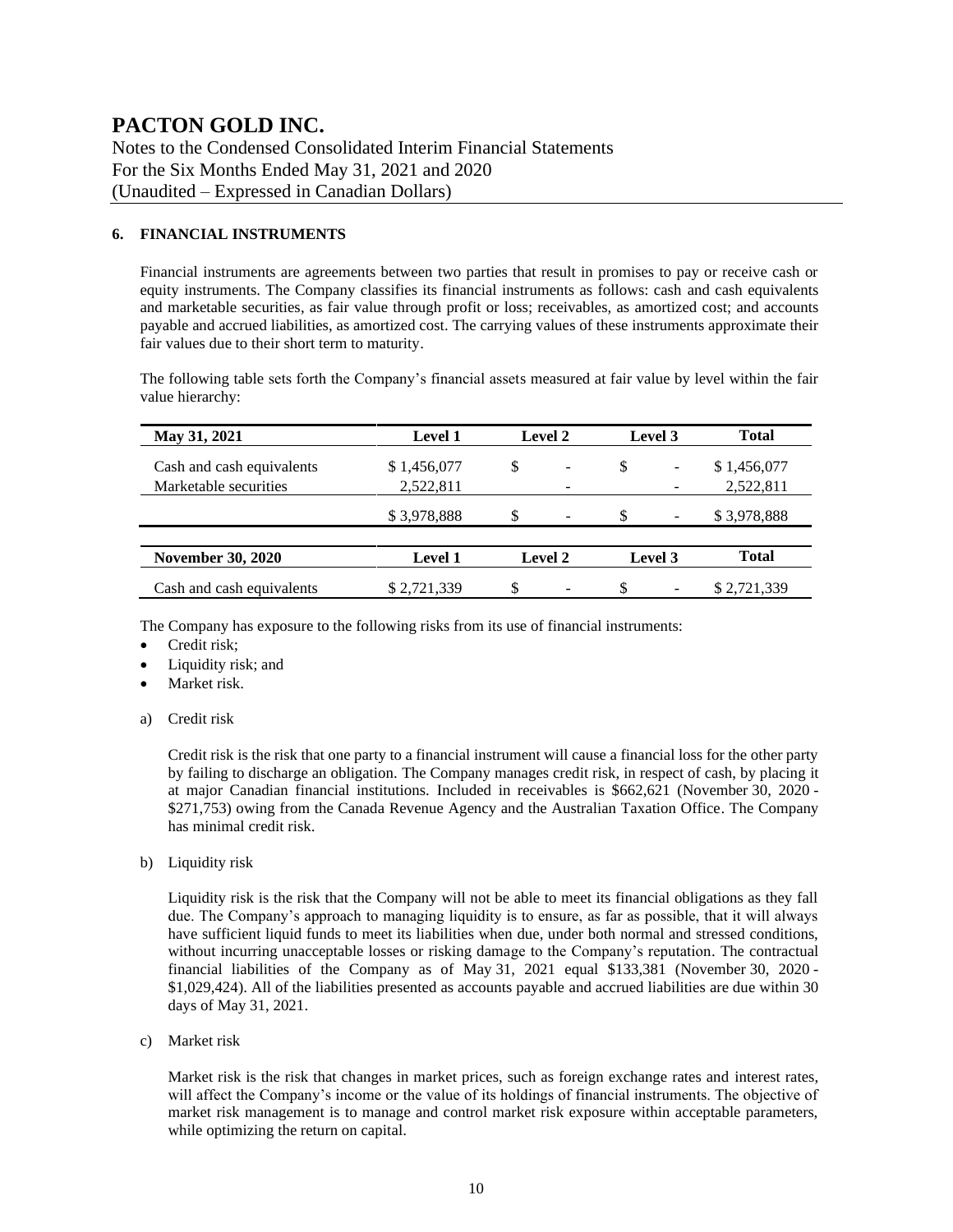# PACTON GOLD INC.

Notes to the Condensed Consolidated Interim Financial Statements
For the Six Months Ended May 31, 2021 and 2020
(Unaudited – Expressed in Canadian Dollars)

## 6. FINANCIAL INSTRUMENTS

Financial instruments are agreements between two parties that result in promises to pay or receive cash or equity instruments. The Company classifies its financial instruments as follows: cash and cash equivalents and marketable securities, as fair value through profit or loss; receivables, as amortized cost; and accounts payable and accrued liabilities, as amortized cost. The carrying values of these instruments approximate their fair values due to their short term to maturity.

The following table sets forth the Company's financial assets measured at fair value by level within the fair value hierarchy:

| May 31, 2021 | Level 1 | Level 2 | Level 3 | Total |
|---|---|---|---|---|
| Cash and cash equivalents | $ 1,456,077 | $ - | $ - | $ 1,456,077 |
| Marketable securities | 2,522,811 | - | - | 2,522,811 |
| | $ 3,978,888 | $ - | $ - | $ 3,978,888 |

| November 30, 2020 | Level 1 | Level 2 | Level 3 | Total |
|---|---|---|---|---|
| Cash and cash equivalents | $ 2,721,339 | $ - | $ - | $ 2,721,339 |

The Company has exposure to the following risks from its use of financial instruments:

- Credit risk;
- Liquidity risk; and
- Market risk.

a) Credit risk

Credit risk is the risk that one party to a financial instrument will cause a financial loss for the other party by failing to discharge an obligation. The Company manages credit risk, in respect of cash, by placing it at major Canadian financial institutions. Included in receivables is $662,621 (November 30, 2020 - $271,753) owing from the Canada Revenue Agency and the Australian Taxation Office. The Company has minimal credit risk.

b) Liquidity risk

Liquidity risk is the risk that the Company will not be able to meet its financial obligations as they fall due. The Company's approach to managing liquidity is to ensure, as far as possible, that it will always have sufficient liquid funds to meet its liabilities when due, under both normal and stressed conditions, without incurring unacceptable losses or risking damage to the Company's reputation. The contractual financial liabilities of the Company as of May 31, 2021 equal $133,381 (November 30, 2020 - $1,029,424). All of the liabilities presented as accounts payable and accrued liabilities are due within 30 days of May 31, 2021.

c) Market risk

Market risk is the risk that changes in market prices, such as foreign exchange rates and interest rates, will affect the Company's income or the value of its holdings of financial instruments. The objective of market risk management is to manage and control market risk exposure within acceptable parameters, while optimizing the return on capital.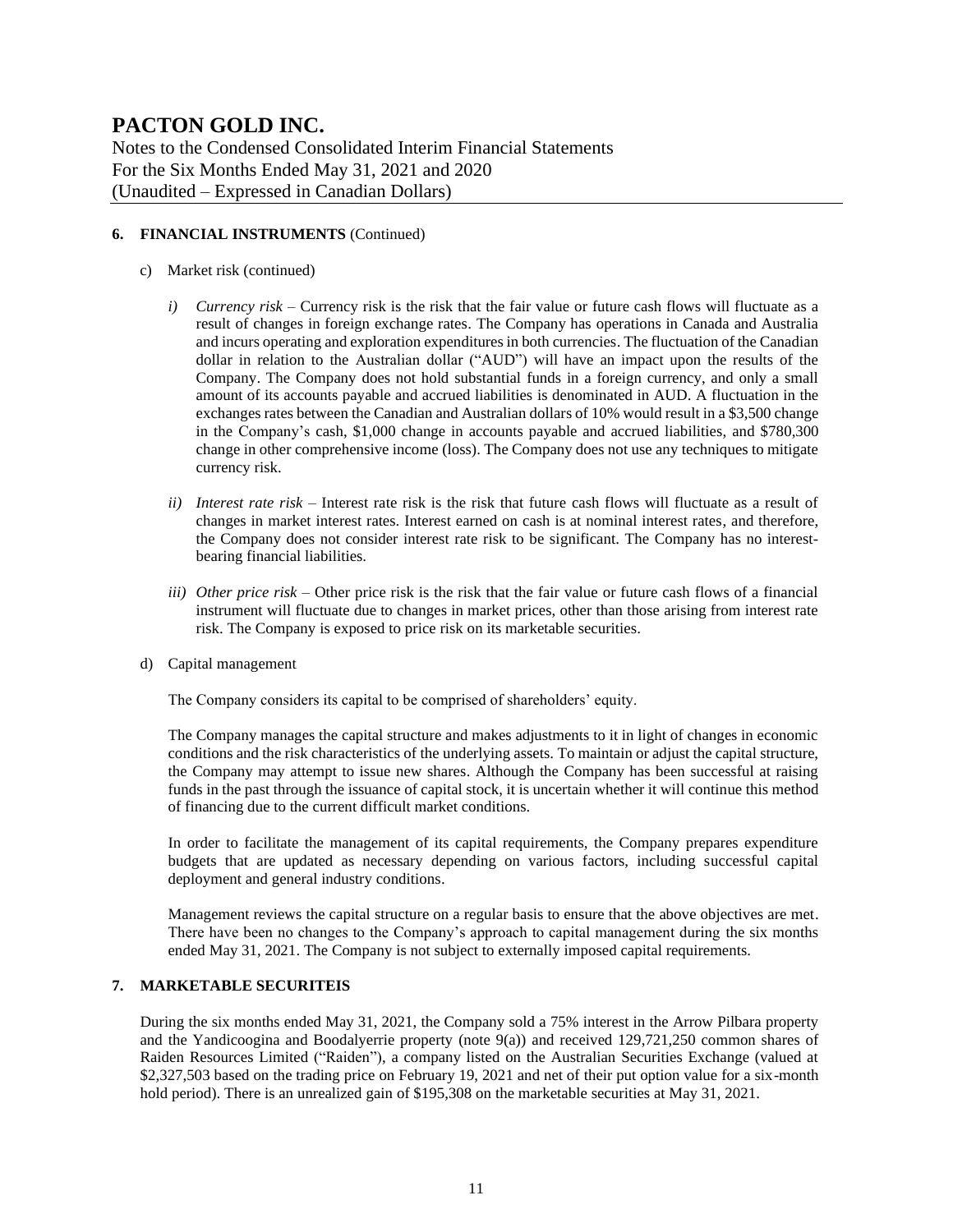# PACTON GOLD INC.

Notes to the Condensed Consolidated Interim Financial Statements
For the Six Months Ended May 31, 2021 and 2020
(Unaudited – Expressed in Canadian Dollars)

## 6. FINANCIAL INSTRUMENTS (Continued)

c) Market risk (continued)

*i) Currency risk* – Currency risk is the risk that the fair value or future cash flows will fluctuate as a result of changes in foreign exchange rates. The Company has operations in Canada and Australia and incurs operating and exploration expenditures in both currencies. The fluctuation of the Canadian dollar in relation to the Australian dollar ("AUD") will have an impact upon the results of the Company. The Company does not hold substantial funds in a foreign currency, and only a small amount of its accounts payable and accrued liabilities is denominated in AUD. A fluctuation in the exchanges rates between the Canadian and Australian dollars of 10% would result in a $3,500 change in the Company's cash, $1,000 change in accounts payable and accrued liabilities, and $780,300 change in other comprehensive income (loss). The Company does not use any techniques to mitigate currency risk.

*ii) Interest rate risk* – Interest rate risk is the risk that future cash flows will fluctuate as a result of changes in market interest rates. Interest earned on cash is at nominal interest rates, and therefore, the Company does not consider interest rate risk to be significant. The Company has no interest-bearing financial liabilities.

*iii) Other price risk* – Other price risk is the risk that the fair value or future cash flows of a financial instrument will fluctuate due to changes in market prices, other than those arising from interest rate risk. The Company is exposed to price risk on its marketable securities.

d) Capital management

The Company considers its capital to be comprised of shareholders' equity.

The Company manages the capital structure and makes adjustments to it in light of changes in economic conditions and the risk characteristics of the underlying assets. To maintain or adjust the capital structure, the Company may attempt to issue new shares. Although the Company has been successful at raising funds in the past through the issuance of capital stock, it is uncertain whether it will continue this method of financing due to the current difficult market conditions.

In order to facilitate the management of its capital requirements, the Company prepares expenditure budgets that are updated as necessary depending on various factors, including successful capital deployment and general industry conditions.

Management reviews the capital structure on a regular basis to ensure that the above objectives are met. There have been no changes to the Company's approach to capital management during the six months ended May 31, 2021. The Company is not subject to externally imposed capital requirements.

## 7. MARKETABLE SECURITEIS

During the six months ended May 31, 2021, the Company sold a 75% interest in the Arrow Pilbara property and the Yandicoogina and Boodalyerrie property (note 9(a)) and received 129,721,250 common shares of Raiden Resources Limited ("Raiden"), a company listed on the Australian Securities Exchange (valued at $2,327,503 based on the trading price on February 19, 2021 and net of their put option value for a six-month hold period). There is an unrealized gain of $195,308 on the marketable securities at May 31, 2021.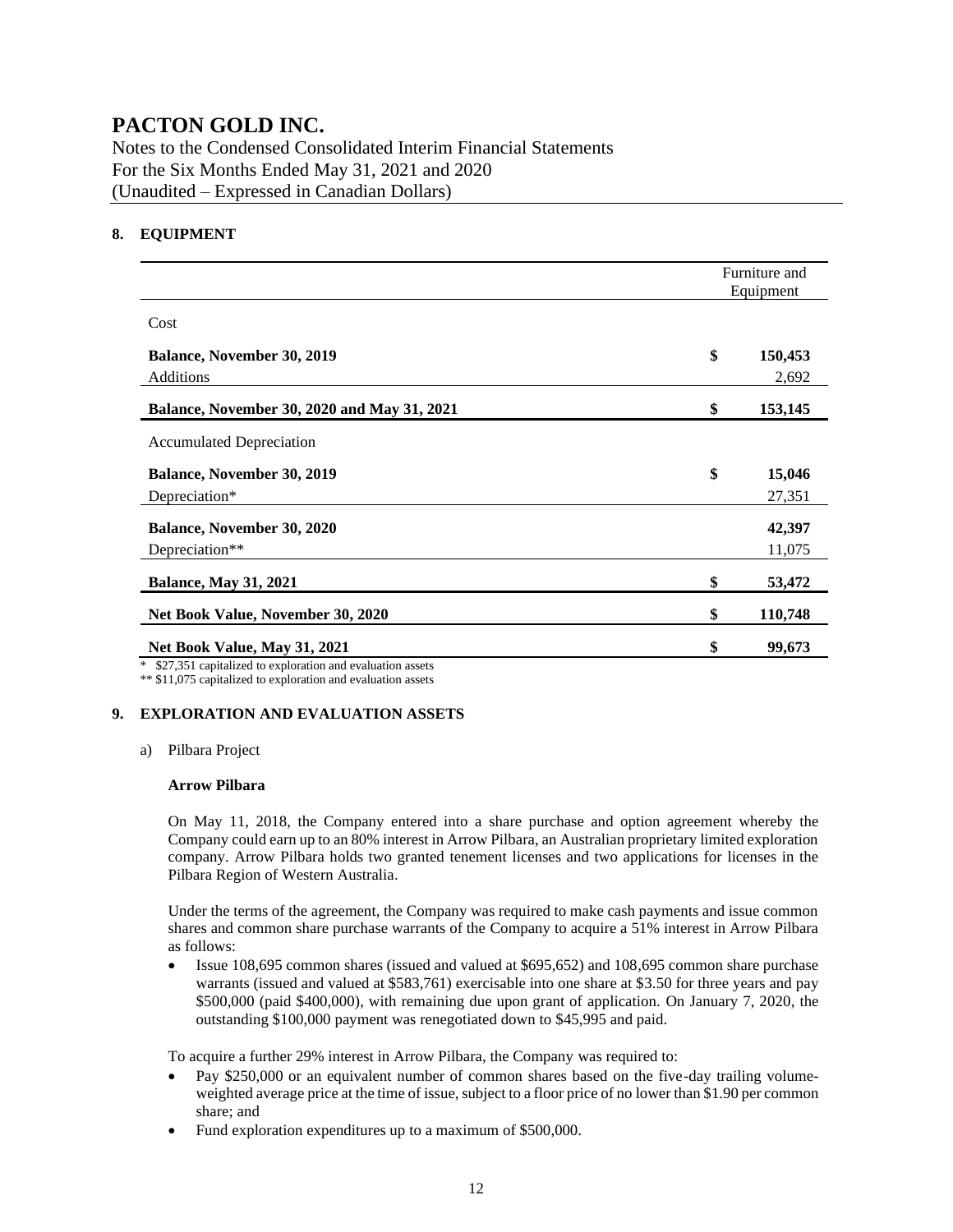# PACTON GOLD INC.

Notes to the Condensed Consolidated Interim Financial Statements
For the Six Months Ended May 31, 2021 and 2020
(Unaudited – Expressed in Canadian Dollars)

## 8. EQUIPMENT

| | Furniture and Equipment |
|---|---|
| Cost | |
| **Balance, November 30, 2019** | $ 150,453 |
| Additions | 2,692 |
| **Balance, November 30, 2020 and May 31, 2021** | $ 153,145 |
| Accumulated Depreciation | |
| **Balance, November 30, 2019** | $ 15,046 |
| Depreciation* | 27,351 |
| **Balance, November 30, 2020** | 42,397 |
| Depreciation** | 11,075 |
| **Balance, May 31, 2021** | $ 53,472 |
| **Net Book Value, November 30, 2020** | $ 110,748 |
| **Net Book Value, May 31, 2021** | $ 99,673 |

\* $27,351 capitalized to exploration and evaluation assets

** $11,075 capitalized to exploration and evaluation assets

## 9. EXPLORATION AND EVALUATION ASSETS

a) Pilbara Project

**Arrow Pilbara**

On May 11, 2018, the Company entered into a share purchase and option agreement whereby the Company could earn up to an 80% interest in Arrow Pilbara, an Australian proprietary limited exploration company. Arrow Pilbara holds two granted tenement licenses and two applications for licenses in the Pilbara Region of Western Australia.

Under the terms of the agreement, the Company was required to make cash payments and issue common shares and common share purchase warrants of the Company to acquire a 51% interest in Arrow Pilbara as follows:

- Issue 108,695 common shares (issued and valued at $695,652) and 108,695 common share purchase warrants (issued and valued at $583,761) exercisable into one share at $3.50 for three years and pay $500,000 (paid $400,000), with remaining due upon grant of application. On January 7, 2020, the outstanding $100,000 payment was renegotiated down to $45,995 and paid.

To acquire a further 29% interest in Arrow Pilbara, the Company was required to:

- Pay $250,000 or an equivalent number of common shares based on the five-day trailing volume-weighted average price at the time of issue, subject to a floor price of no lower than $1.90 per common share; and
- Fund exploration expenditures up to a maximum of $500,000.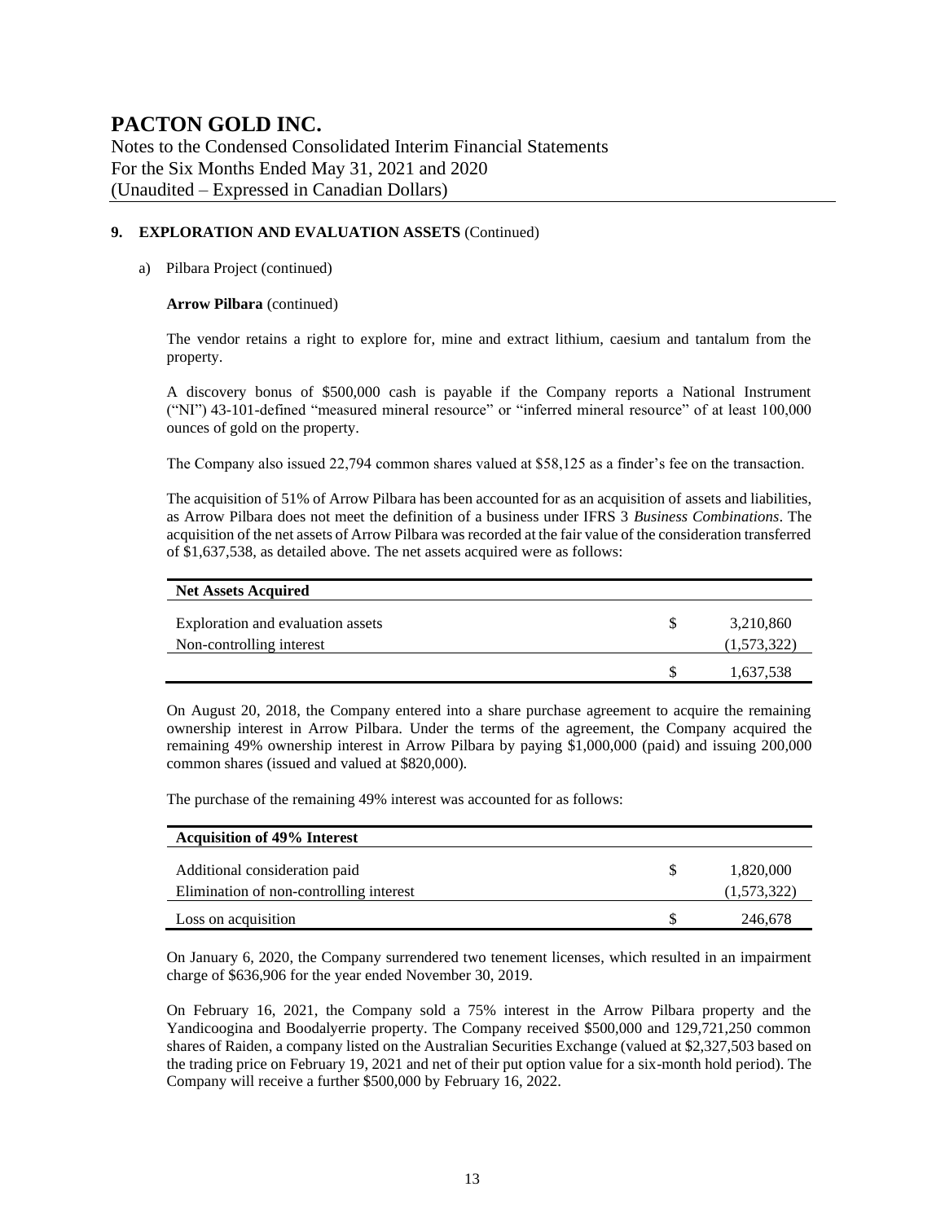## 9. EXPLORATION AND EVALUATION ASSETS (Continued)

a) Pilbara Project (continued)

**Arrow Pilbara** (continued)

The vendor retains a right to explore for, mine and extract lithium, caesium and tantalum from the property.

A discovery bonus of $500,000 cash is payable if the Company reports a National Instrument ("NI") 43-101-defined "measured mineral resource" or "inferred mineral resource" of at least 100,000 ounces of gold on the property.

The Company also issued 22,794 common shares valued at $58,125 as a finder's fee on the transaction.

The acquisition of 51% of Arrow Pilbara has been accounted for as an acquisition of assets and liabilities, as Arrow Pilbara does not meet the definition of a business under IFRS 3 *Business Combinations*. The acquisition of the net assets of Arrow Pilbara was recorded at the fair value of the consideration transferred of $1,637,538, as detailed above. The net assets acquired were as follows:

| **Net Assets Acquired** | | |
|---|---|---|
| Exploration and evaluation assets | $ | 3,210,860 |
| Non-controlling interest | | (1,573,322) |
| | $ | 1,637,538 |

On August 20, 2018, the Company entered into a share purchase agreement to acquire the remaining ownership interest in Arrow Pilbara. Under the terms of the agreement, the Company acquired the remaining 49% ownership interest in Arrow Pilbara by paying $1,000,000 (paid) and issuing 200,000 common shares (issued and valued at $820,000).

The purchase of the remaining 49% interest was accounted for as follows:

| **Acquisition of 49% Interest** | | |
|---|---|---|
| Additional consideration paid | $ | 1,820,000 |
| Elimination of non-controlling interest | | (1,573,322) |
| Loss on acquisition | $ | 246,678 |

On January 6, 2020, the Company surrendered two tenement licenses, which resulted in an impairment charge of $636,906 for the year ended November 30, 2019.

On February 16, 2021, the Company sold a 75% interest in the Arrow Pilbara property and the Yandicoogina and Boodalyerrie property. The Company received $500,000 and 129,721,250 common shares of Raiden, a company listed on the Australian Securities Exchange (valued at $2,327,503 based on the trading price on February 19, 2021 and net of their put option value for a six-month hold period). The Company will receive a further $500,000 by February 16, 2022.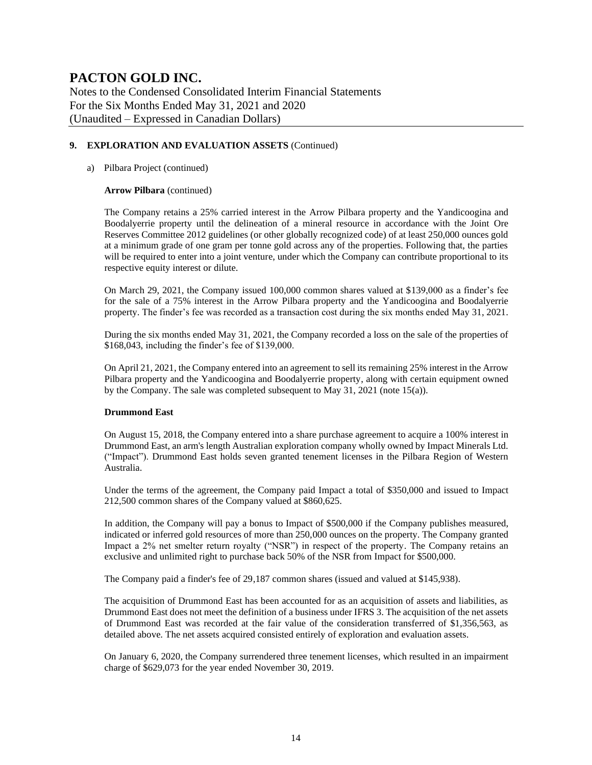## 9. EXPLORATION AND EVALUATION ASSETS (Continued)

a) Pilbara Project (continued)

**Arrow Pilbara** (continued)

The Company retains a 25% carried interest in the Arrow Pilbara property and the Yandicoogina and Boodalyerrie property until the delineation of a mineral resource in accordance with the Joint Ore Reserves Committee 2012 guidelines (or other globally recognized code) of at least 250,000 ounces gold at a minimum grade of one gram per tonne gold across any of the properties. Following that, the parties will be required to enter into a joint venture, under which the Company can contribute proportional to its respective equity interest or dilute.

On March 29, 2021, the Company issued 100,000 common shares valued at $139,000 as a finder's fee for the sale of a 75% interest in the Arrow Pilbara property and the Yandicoogina and Boodalyerrie property. The finder's fee was recorded as a transaction cost during the six months ended May 31, 2021.

During the six months ended May 31, 2021, the Company recorded a loss on the sale of the properties of $168,043, including the finder's fee of $139,000.

On April 21, 2021, the Company entered into an agreement to sell its remaining 25% interest in the Arrow Pilbara property and the Yandicoogina and Boodalyerrie property, along with certain equipment owned by the Company. The sale was completed subsequent to May 31, 2021 (note 15(a)).

**Drummond East**

On August 15, 2018, the Company entered into a share purchase agreement to acquire a 100% interest in Drummond East, an arm's length Australian exploration company wholly owned by Impact Minerals Ltd. ("Impact"). Drummond East holds seven granted tenement licenses in the Pilbara Region of Western Australia.

Under the terms of the agreement, the Company paid Impact a total of $350,000 and issued to Impact 212,500 common shares of the Company valued at $860,625.

In addition, the Company will pay a bonus to Impact of $500,000 if the Company publishes measured, indicated or inferred gold resources of more than 250,000 ounces on the property. The Company granted Impact a 2% net smelter return royalty ("NSR") in respect of the property. The Company retains an exclusive and unlimited right to purchase back 50% of the NSR from Impact for $500,000.

The Company paid a finder's fee of 29,187 common shares (issued and valued at $145,938).

The acquisition of Drummond East has been accounted for as an acquisition of assets and liabilities, as Drummond East does not meet the definition of a business under IFRS 3. The acquisition of the net assets of Drummond East was recorded at the fair value of the consideration transferred of $1,356,563, as detailed above. The net assets acquired consisted entirely of exploration and evaluation assets.

On January 6, 2020, the Company surrendered three tenement licenses, which resulted in an impairment charge of $629,073 for the year ended November 30, 2019.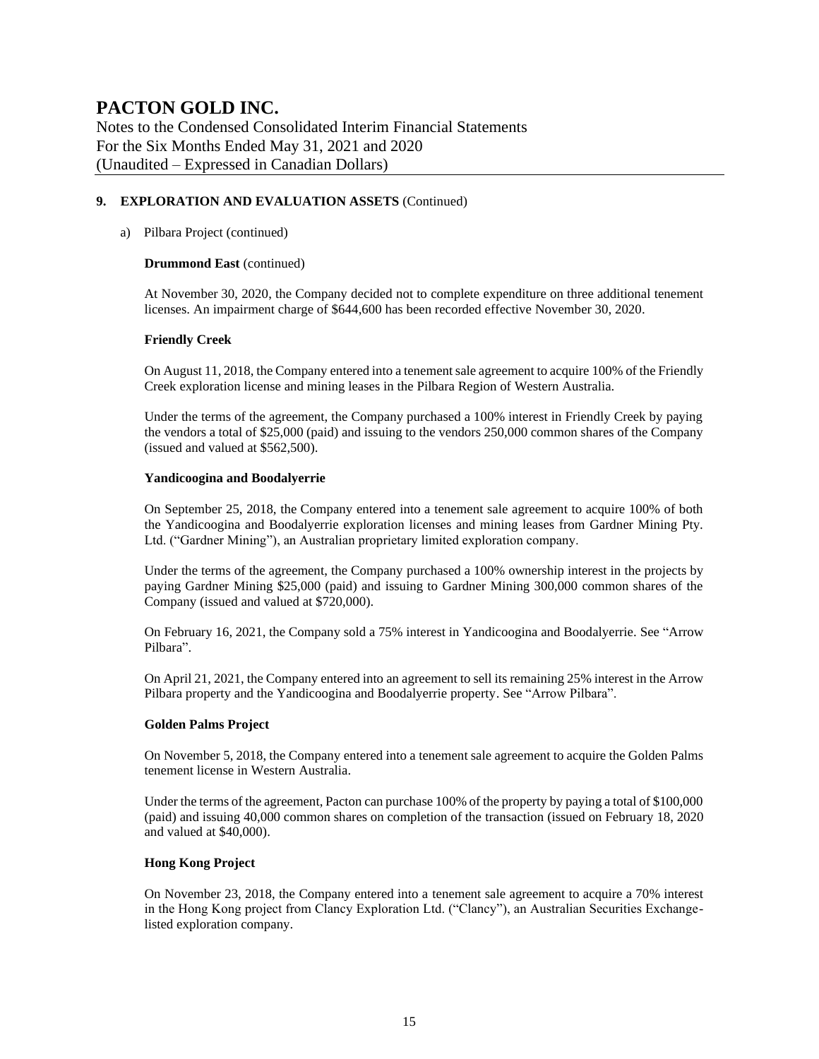# PACTON GOLD INC.

Notes to the Condensed Consolidated Interim Financial Statements
For the Six Months Ended May 31, 2021 and 2020
(Unaudited – Expressed in Canadian Dollars)

**9. EXPLORATION AND EVALUATION ASSETS** (Continued)

a) Pilbara Project (continued)

**Drummond East** (continued)

At November 30, 2020, the Company decided not to complete expenditure on three additional tenement licenses. An impairment charge of $644,600 has been recorded effective November 30, 2020.

**Friendly Creek**

On August 11, 2018, the Company entered into a tenement sale agreement to acquire 100% of the Friendly Creek exploration license and mining leases in the Pilbara Region of Western Australia.

Under the terms of the agreement, the Company purchased a 100% interest in Friendly Creek by paying the vendors a total of $25,000 (paid) and issuing to the vendors 250,000 common shares of the Company (issued and valued at $562,500).

**Yandicoogina and Boodalyerrie**

On September 25, 2018, the Company entered into a tenement sale agreement to acquire 100% of both the Yandicoogina and Boodalyerrie exploration licenses and mining leases from Gardner Mining Pty. Ltd. ("Gardner Mining"), an Australian proprietary limited exploration company.

Under the terms of the agreement, the Company purchased a 100% ownership interest in the projects by paying Gardner Mining $25,000 (paid) and issuing to Gardner Mining 300,000 common shares of the Company (issued and valued at $720,000).

On February 16, 2021, the Company sold a 75% interest in Yandicoogina and Boodalyerrie. See "Arrow Pilbara".

On April 21, 2021, the Company entered into an agreement to sell its remaining 25% interest in the Arrow Pilbara property and the Yandicoogina and Boodalyerrie property. See "Arrow Pilbara".

**Golden Palms Project**

On November 5, 2018, the Company entered into a tenement sale agreement to acquire the Golden Palms tenement license in Western Australia.

Under the terms of the agreement, Pacton can purchase 100% of the property by paying a total of $100,000 (paid) and issuing 40,000 common shares on completion of the transaction (issued on February 18, 2020 and valued at $40,000).

**Hong Kong Project**

On November 23, 2018, the Company entered into a tenement sale agreement to acquire a 70% interest in the Hong Kong project from Clancy Exploration Ltd. ("Clancy"), an Australian Securities Exchange-listed exploration company.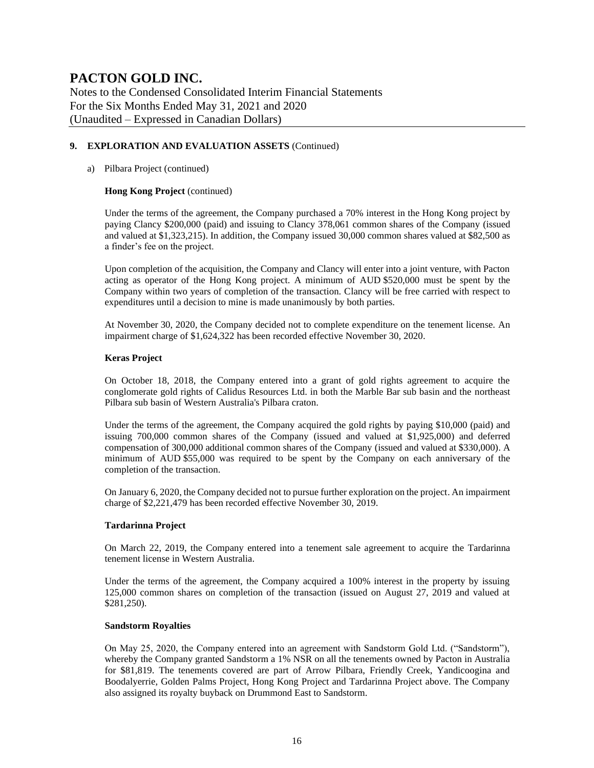## 9. EXPLORATION AND EVALUATION ASSETS (Continued)

a) Pilbara Project (continued)

**Hong Kong Project** (continued)

Under the terms of the agreement, the Company purchased a 70% interest in the Hong Kong project by paying Clancy $200,000 (paid) and issuing to Clancy 378,061 common shares of the Company (issued and valued at $1,323,215). In addition, the Company issued 30,000 common shares valued at $82,500 as a finder's fee on the project.

Upon completion of the acquisition, the Company and Clancy will enter into a joint venture, with Pacton acting as operator of the Hong Kong project. A minimum of AUD $520,000 must be spent by the Company within two years of completion of the transaction. Clancy will be free carried with respect to expenditures until a decision to mine is made unanimously by both parties.

At November 30, 2020, the Company decided not to complete expenditure on the tenement license. An impairment charge of $1,624,322 has been recorded effective November 30, 2020.

**Keras Project**

On October 18, 2018, the Company entered into a grant of gold rights agreement to acquire the conglomerate gold rights of Calidus Resources Ltd. in both the Marble Bar sub basin and the northeast Pilbara sub basin of Western Australia's Pilbara craton.

Under the terms of the agreement, the Company acquired the gold rights by paying $10,000 (paid) and issuing 700,000 common shares of the Company (issued and valued at $1,925,000) and deferred compensation of 300,000 additional common shares of the Company (issued and valued at $330,000). A minimum of AUD $55,000 was required to be spent by the Company on each anniversary of the completion of the transaction.

On January 6, 2020, the Company decided not to pursue further exploration on the project. An impairment charge of $2,221,479 has been recorded effective November 30, 2019.

**Tardarinna Project**

On March 22, 2019, the Company entered into a tenement sale agreement to acquire the Tardarinna tenement license in Western Australia.

Under the terms of the agreement, the Company acquired a 100% interest in the property by issuing 125,000 common shares on completion of the transaction (issued on August 27, 2019 and valued at $281,250).

**Sandstorm Royalties**

On May 25, 2020, the Company entered into an agreement with Sandstorm Gold Ltd. ("Sandstorm"), whereby the Company granted Sandstorm a 1% NSR on all the tenements owned by Pacton in Australia for $81,819. The tenements covered are part of Arrow Pilbara, Friendly Creek, Yandicoogina and Boodalyerrie, Golden Palms Project, Hong Kong Project and Tardarinna Project above. The Company also assigned its royalty buyback on Drummond East to Sandstorm.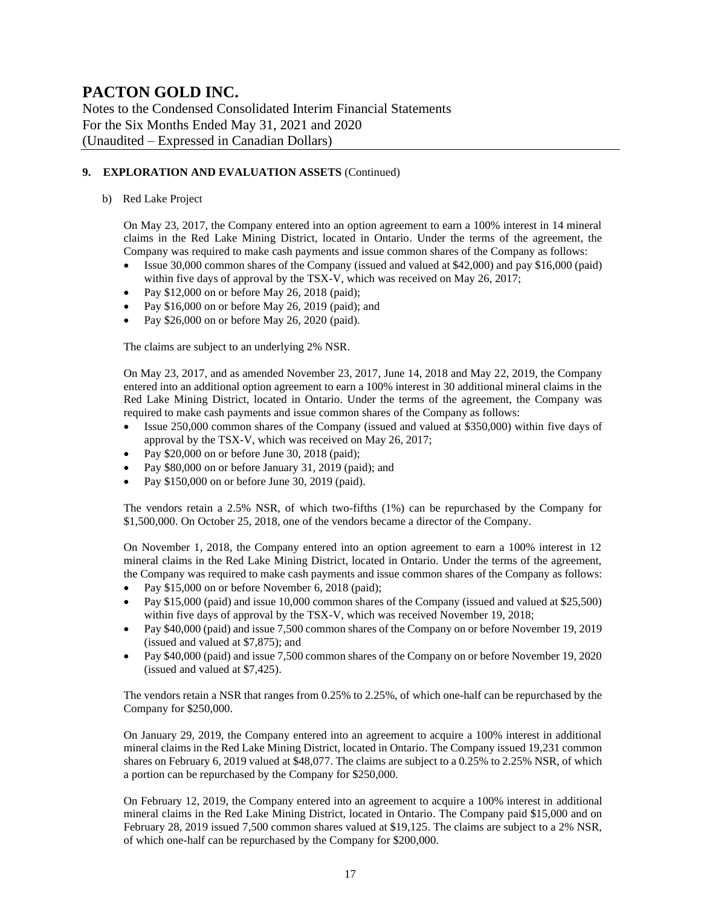## 9. EXPLORATION AND EVALUATION ASSETS (Continued)

b) Red Lake Project

On May 23, 2017, the Company entered into an option agreement to earn a 100% interest in 14 mineral claims in the Red Lake Mining District, located in Ontario. Under the terms of the agreement, the Company was required to make cash payments and issue common shares of the Company as follows:

- Issue 30,000 common shares of the Company (issued and valued at $42,000) and pay $16,000 (paid) within five days of approval by the TSX-V, which was received on May 26, 2017;
- Pay $12,000 on or before May 26, 2018 (paid);
- Pay $16,000 on or before May 26, 2019 (paid); and
- Pay $26,000 on or before May 26, 2020 (paid).

The claims are subject to an underlying 2% NSR.

On May 23, 2017, and as amended November 23, 2017, June 14, 2018 and May 22, 2019, the Company entered into an additional option agreement to earn a 100% interest in 30 additional mineral claims in the Red Lake Mining District, located in Ontario. Under the terms of the agreement, the Company was required to make cash payments and issue common shares of the Company as follows:

- Issue 250,000 common shares of the Company (issued and valued at $350,000) within five days of approval by the TSX-V, which was received on May 26, 2017;
- Pay $20,000 on or before June 30, 2018 (paid);
- Pay $80,000 on or before January 31, 2019 (paid); and
- Pay $150,000 on or before June 30, 2019 (paid).

The vendors retain a 2.5% NSR, of which two-fifths (1%) can be repurchased by the Company for $1,500,000. On October 25, 2018, one of the vendors became a director of the Company.

On November 1, 2018, the Company entered into an option agreement to earn a 100% interest in 12 mineral claims in the Red Lake Mining District, located in Ontario. Under the terms of the agreement, the Company was required to make cash payments and issue common shares of the Company as follows:

- Pay $15,000 on or before November 6, 2018 (paid);
- Pay $15,000 (paid) and issue 10,000 common shares of the Company (issued and valued at $25,500) within five days of approval by the TSX-V, which was received November 19, 2018;
- Pay $40,000 (paid) and issue 7,500 common shares of the Company on or before November 19, 2019 (issued and valued at $7,875); and
- Pay $40,000 (paid) and issue 7,500 common shares of the Company on or before November 19, 2020 (issued and valued at $7,425).

The vendors retain a NSR that ranges from 0.25% to 2.25%, of which one-half can be repurchased by the Company for $250,000.

On January 29, 2019, the Company entered into an agreement to acquire a 100% interest in additional mineral claims in the Red Lake Mining District, located in Ontario. The Company issued 19,231 common shares on February 6, 2019 valued at $48,077. The claims are subject to a 0.25% to 2.25% NSR, of which a portion can be repurchased by the Company for $250,000.

On February 12, 2019, the Company entered into an agreement to acquire a 100% interest in additional mineral claims in the Red Lake Mining District, located in Ontario. The Company paid $15,000 and on February 28, 2019 issued 7,500 common shares valued at $19,125. The claims are subject to a 2% NSR, of which one-half can be repurchased by the Company for $200,000.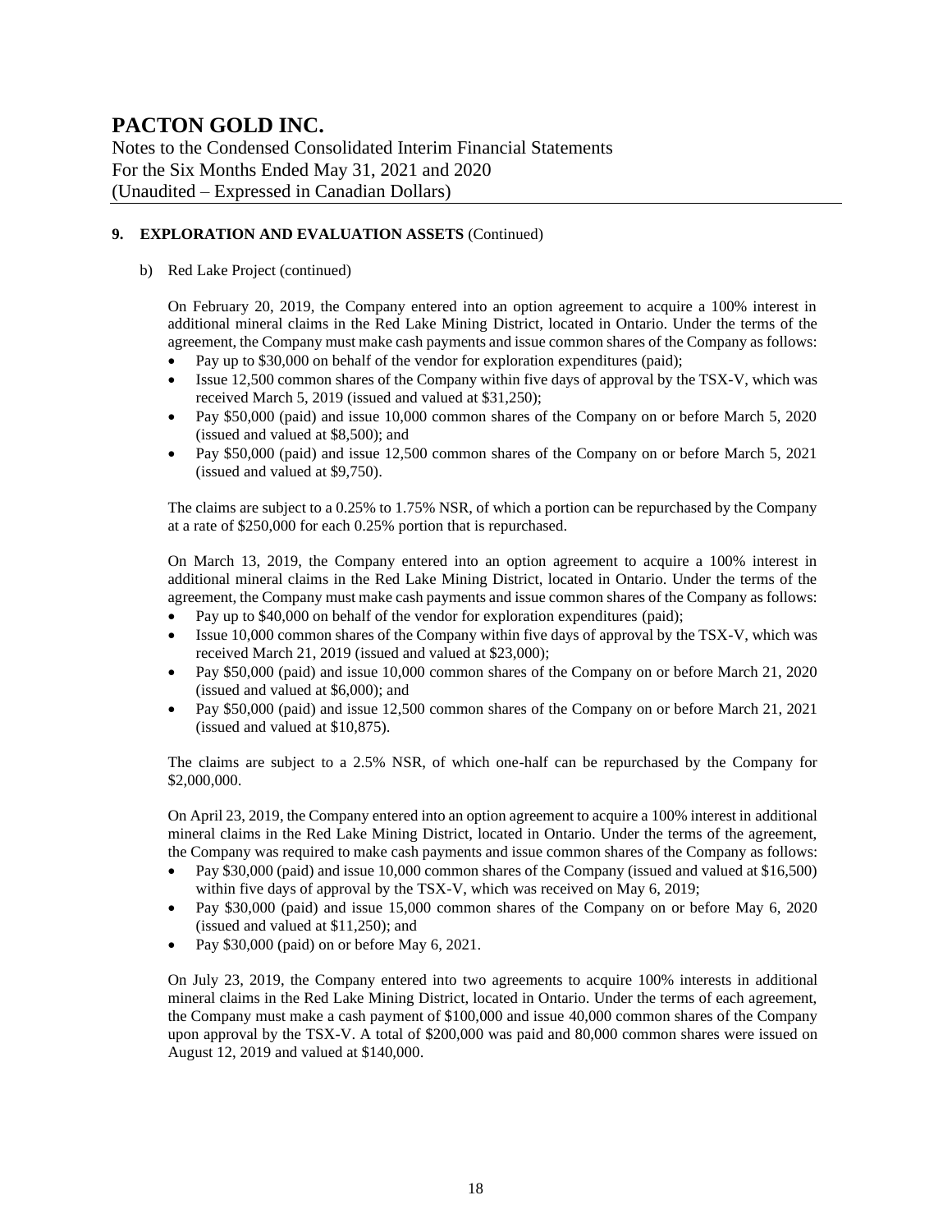## 9. EXPLORATION AND EVALUATION ASSETS (Continued)

b) Red Lake Project (continued)

On February 20, 2019, the Company entered into an option agreement to acquire a 100% interest in additional mineral claims in the Red Lake Mining District, located in Ontario. Under the terms of the agreement, the Company must make cash payments and issue common shares of the Company as follows:

- Pay up to $30,000 on behalf of the vendor for exploration expenditures (paid);
- Issue 12,500 common shares of the Company within five days of approval by the TSX-V, which was received March 5, 2019 (issued and valued at $31,250);
- Pay $50,000 (paid) and issue 10,000 common shares of the Company on or before March 5, 2020 (issued and valued at $8,500); and
- Pay $50,000 (paid) and issue 12,500 common shares of the Company on or before March 5, 2021 (issued and valued at $9,750).

The claims are subject to a 0.25% to 1.75% NSR, of which a portion can be repurchased by the Company at a rate of $250,000 for each 0.25% portion that is repurchased.

On March 13, 2019, the Company entered into an option agreement to acquire a 100% interest in additional mineral claims in the Red Lake Mining District, located in Ontario. Under the terms of the agreement, the Company must make cash payments and issue common shares of the Company as follows:

- Pay up to $40,000 on behalf of the vendor for exploration expenditures (paid);
- Issue 10,000 common shares of the Company within five days of approval by the TSX-V, which was received March 21, 2019 (issued and valued at $23,000);
- Pay $50,000 (paid) and issue 10,000 common shares of the Company on or before March 21, 2020 (issued and valued at $6,000); and
- Pay $50,000 (paid) and issue 12,500 common shares of the Company on or before March 21, 2021 (issued and valued at $10,875).

The claims are subject to a 2.5% NSR, of which one-half can be repurchased by the Company for $2,000,000.

On April 23, 2019, the Company entered into an option agreement to acquire a 100% interest in additional mineral claims in the Red Lake Mining District, located in Ontario. Under the terms of the agreement, the Company was required to make cash payments and issue common shares of the Company as follows:

- Pay $30,000 (paid) and issue 10,000 common shares of the Company (issued and valued at $16,500) within five days of approval by the TSX-V, which was received on May 6, 2019;
- Pay $30,000 (paid) and issue 15,000 common shares of the Company on or before May 6, 2020 (issued and valued at $11,250); and
- Pay $30,000 (paid) on or before May 6, 2021.

On July 23, 2019, the Company entered into two agreements to acquire 100% interests in additional mineral claims in the Red Lake Mining District, located in Ontario. Under the terms of each agreement, the Company must make a cash payment of $100,000 and issue 40,000 common shares of the Company upon approval by the TSX-V. A total of $200,000 was paid and 80,000 common shares were issued on August 12, 2019 and valued at $140,000.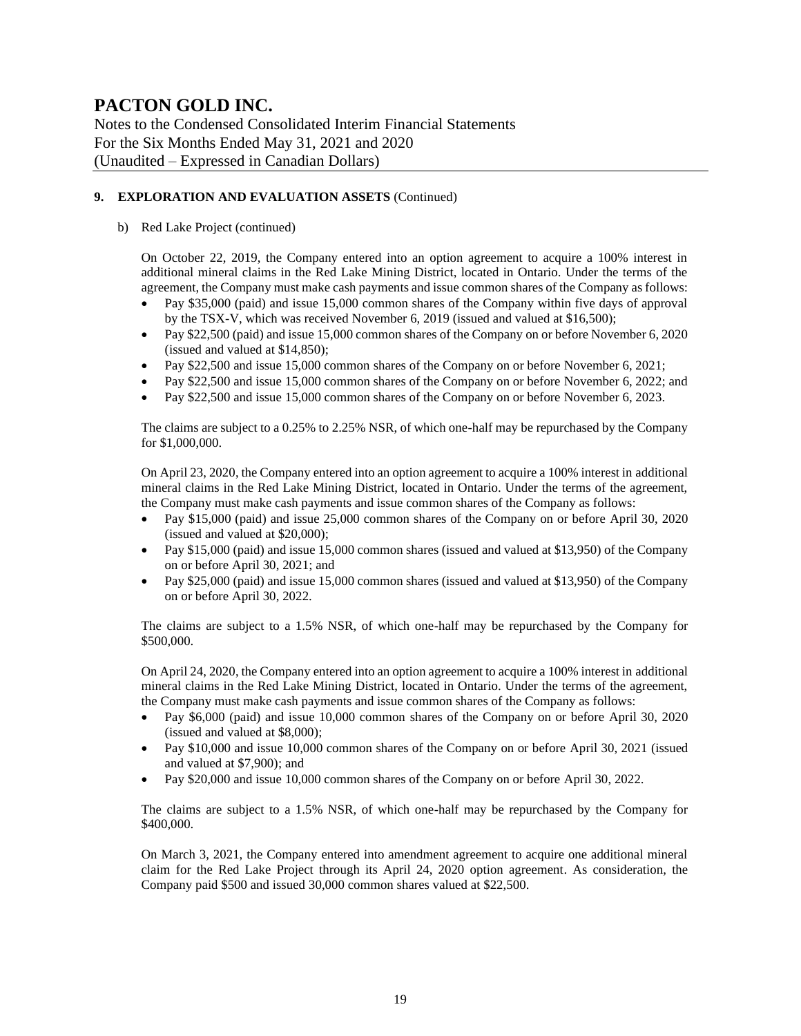# PACTON GOLD INC.

Notes to the Condensed Consolidated Interim Financial Statements
For the Six Months Ended May 31, 2021 and 2020
(Unaudited – Expressed in Canadian Dollars)

## 9. EXPLORATION AND EVALUATION ASSETS (Continued)

b) Red Lake Project (continued)

On October 22, 2019, the Company entered into an option agreement to acquire a 100% interest in additional mineral claims in the Red Lake Mining District, located in Ontario. Under the terms of the agreement, the Company must make cash payments and issue common shares of the Company as follows:

- Pay $35,000 (paid) and issue 15,000 common shares of the Company within five days of approval by the TSX-V, which was received November 6, 2019 (issued and valued at $16,500);
- Pay $22,500 (paid) and issue 15,000 common shares of the Company on or before November 6, 2020 (issued and valued at $14,850);
- Pay $22,500 and issue 15,000 common shares of the Company on or before November 6, 2021;
- Pay $22,500 and issue 15,000 common shares of the Company on or before November 6, 2022; and
- Pay $22,500 and issue 15,000 common shares of the Company on or before November 6, 2023.

The claims are subject to a 0.25% to 2.25% NSR, of which one-half may be repurchased by the Company for $1,000,000.

On April 23, 2020, the Company entered into an option agreement to acquire a 100% interest in additional mineral claims in the Red Lake Mining District, located in Ontario. Under the terms of the agreement, the Company must make cash payments and issue common shares of the Company as follows:

- Pay $15,000 (paid) and issue 25,000 common shares of the Company on or before April 30, 2020 (issued and valued at $20,000);
- Pay $15,000 (paid) and issue 15,000 common shares (issued and valued at $13,950) of the Company on or before April 30, 2021; and
- Pay $25,000 (paid) and issue 15,000 common shares (issued and valued at $13,950) of the Company on or before April 30, 2022.

The claims are subject to a 1.5% NSR, of which one-half may be repurchased by the Company for $500,000.

On April 24, 2020, the Company entered into an option agreement to acquire a 100% interest in additional mineral claims in the Red Lake Mining District, located in Ontario. Under the terms of the agreement, the Company must make cash payments and issue common shares of the Company as follows:

- Pay $6,000 (paid) and issue 10,000 common shares of the Company on or before April 30, 2020 (issued and valued at $8,000);
- Pay $10,000 and issue 10,000 common shares of the Company on or before April 30, 2021 (issued and valued at $7,900); and
- Pay $20,000 and issue 10,000 common shares of the Company on or before April 30, 2022.

The claims are subject to a 1.5% NSR, of which one-half may be repurchased by the Company for $400,000.

On March 3, 2021, the Company entered into amendment agreement to acquire one additional mineral claim for the Red Lake Project through its April 24, 2020 option agreement. As consideration, the Company paid $500 and issued 30,000 common shares valued at $22,500.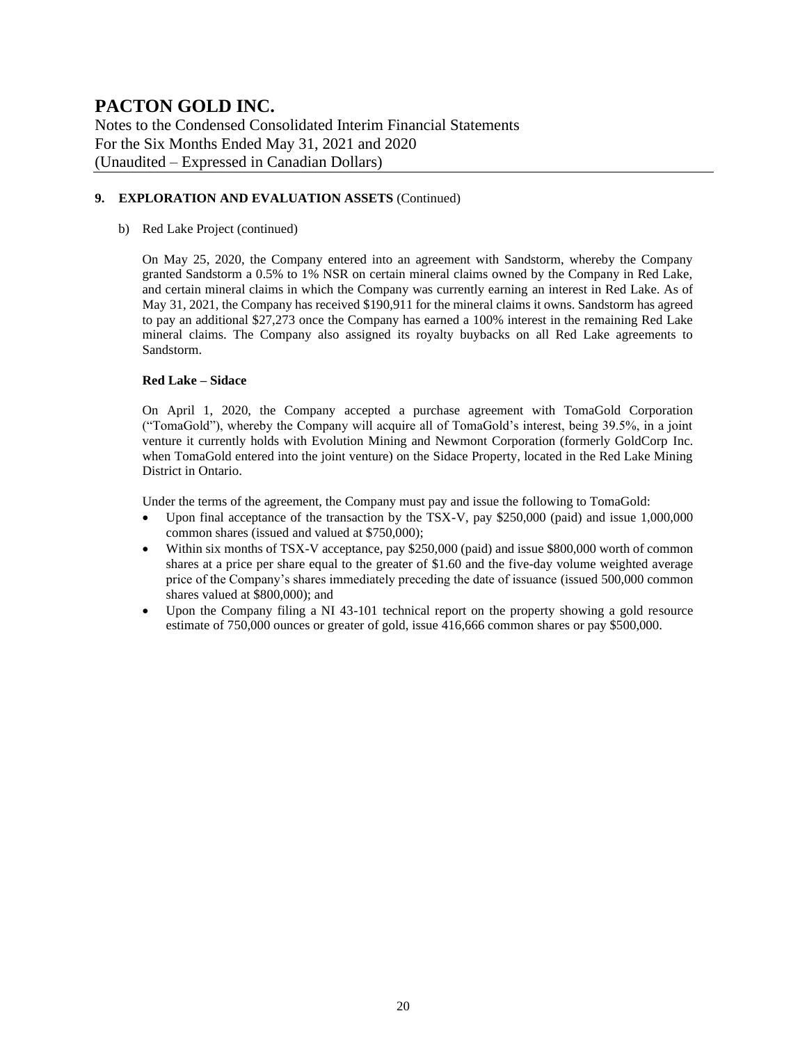## 9. EXPLORATION AND EVALUATION ASSETS (Continued)

b) Red Lake Project (continued)

On May 25, 2020, the Company entered into an agreement with Sandstorm, whereby the Company granted Sandstorm a 0.5% to 1% NSR on certain mineral claims owned by the Company in Red Lake, and certain mineral claims in which the Company was currently earning an interest in Red Lake. As of May 31, 2021, the Company has received $190,911 for the mineral claims it owns. Sandstorm has agreed to pay an additional $27,273 once the Company has earned a 100% interest in the remaining Red Lake mineral claims. The Company also assigned its royalty buybacks on all Red Lake agreements to Sandstorm.

**Red Lake – Sidace**

On April 1, 2020, the Company accepted a purchase agreement with TomaGold Corporation ("TomaGold"), whereby the Company will acquire all of TomaGold's interest, being 39.5%, in a joint venture it currently holds with Evolution Mining and Newmont Corporation (formerly GoldCorp Inc. when TomaGold entered into the joint venture) on the Sidace Property, located in the Red Lake Mining District in Ontario.

Under the terms of the agreement, the Company must pay and issue the following to TomaGold:

- Upon final acceptance of the transaction by the TSX-V, pay $250,000 (paid) and issue 1,000,000 common shares (issued and valued at $750,000);
- Within six months of TSX-V acceptance, pay $250,000 (paid) and issue $800,000 worth of common shares at a price per share equal to the greater of $1.60 and the five-day volume weighted average price of the Company's shares immediately preceding the date of issuance (issued 500,000 common shares valued at $800,000); and
- Upon the Company filing a NI 43-101 technical report on the property showing a gold resource estimate of 750,000 ounces or greater of gold, issue 416,666 common shares or pay $500,000.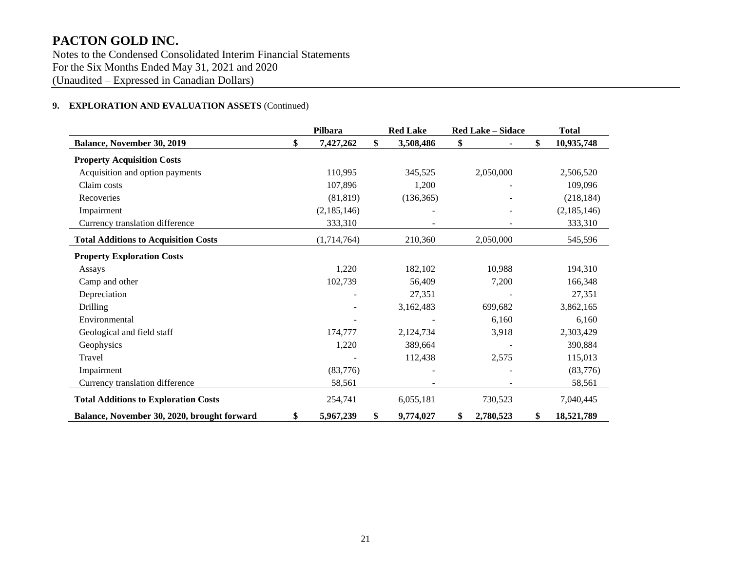# PACTON GOLD INC.

Notes to the Condensed Consolidated Interim Financial Statements
For the Six Months Ended May 31, 2021 and 2020
(Unaudited – Expressed in Canadian Dollars)

**9. EXPLORATION AND EVALUATION ASSETS** (Continued)

| | Pilbara | Red Lake | Red Lake – Sidace | Total |
|---|---|---|---|---|
| **Balance, November 30, 2019** | **$ 7,427,262** | **$ 3,508,486** | **$ -** | **$ 10,935,748** |
| **Property Acquisition Costs** | | | | |
| Acquisition and option payments | 110,995 | 345,525 | 2,050,000 | 2,506,520 |
| Claim costs | 107,896 | 1,200 | - | 109,096 |
| Recoveries | (81,819) | (136,365) | - | (218,184) |
| Impairment | (2,185,146) | - | - | (2,185,146) |
| Currency translation difference | 333,310 | - | - | 333,310 |
| **Total Additions to Acquisition Costs** | (1,714,764) | 210,360 | 2,050,000 | 545,596 |
| **Property Exploration Costs** | | | | |
| Assays | 1,220 | 182,102 | 10,988 | 194,310 |
| Camp and other | 102,739 | 56,409 | 7,200 | 166,348 |
| Depreciation | - | 27,351 | - | 27,351 |
| Drilling | - | 3,162,483 | 699,682 | 3,862,165 |
| Environmental | - | - | 6,160 | 6,160 |
| Geological and field staff | 174,777 | 2,124,734 | 3,918 | 2,303,429 |
| Geophysics | 1,220 | 389,664 | - | 390,884 |
| Travel | - | 112,438 | 2,575 | 115,013 |
| Impairment | (83,776) | - | - | (83,776) |
| Currency translation difference | 58,561 | - | - | 58,561 |
| **Total Additions to Exploration Costs** | 254,741 | 6,055,181 | 730,523 | 7,040,445 |
| **Balance, November 30, 2020, brought forward** | **$ 5,967,239** | **$ 9,774,027** | **$ 2,780,523** | **$ 18,521,789** |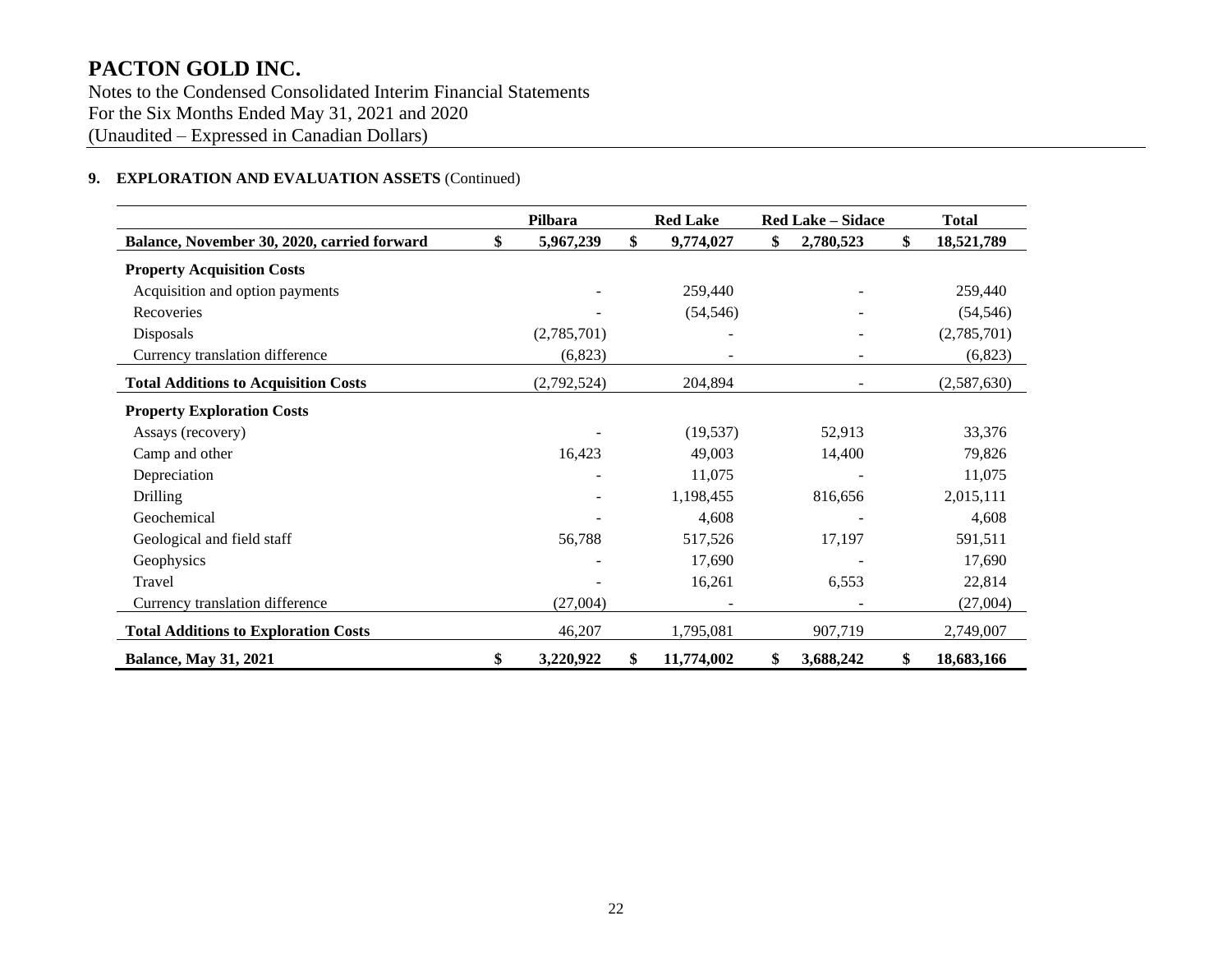# PACTON GOLD INC.

Notes to the Condensed Consolidated Interim Financial Statements
For the Six Months Ended May 31, 2021 and 2020
(Unaudited – Expressed in Canadian Dollars)

**9. EXPLORATION AND EVALUATION ASSETS** (Continued)

| | Pilbara | Red Lake | Red Lake – Sidace | Total |
|---|---|---|---|---|
| **Balance, November 30, 2020, carried forward** | **$ 5,967,239** | **$ 9,774,027** | **$ 2,780,523** | **$ 18,521,789** |
| **Property Acquisition Costs** | | | | |
| Acquisition and option payments | - | 259,440 | - | 259,440 |
| Recoveries | - | (54,546) | - | (54,546) |
| Disposals | (2,785,701) | - | - | (2,785,701) |
| Currency translation difference | (6,823) | - | - | (6,823) |
| **Total Additions to Acquisition Costs** | (2,792,524) | 204,894 | - | (2,587,630) |
| **Property Exploration Costs** | | | | |
| Assays (recovery) | - | (19,537) | 52,913 | 33,376 |
| Camp and other | 16,423 | 49,003 | 14,400 | 79,826 |
| Depreciation | - | 11,075 | - | 11,075 |
| Drilling | - | 1,198,455 | 816,656 | 2,015,111 |
| Geochemical | - | 4,608 | - | 4,608 |
| Geological and field staff | 56,788 | 517,526 | 17,197 | 591,511 |
| Geophysics | - | 17,690 | - | 17,690 |
| Travel | - | 16,261 | 6,553 | 22,814 |
| Currency translation difference | (27,004) | - | - | (27,004) |
| **Total Additions to Exploration Costs** | 46,207 | 1,795,081 | 907,719 | 2,749,007 |
| **Balance, May 31, 2021** | **$ 3,220,922** | **$ 11,774,002** | **$ 3,688,242** | **$ 18,683,166** |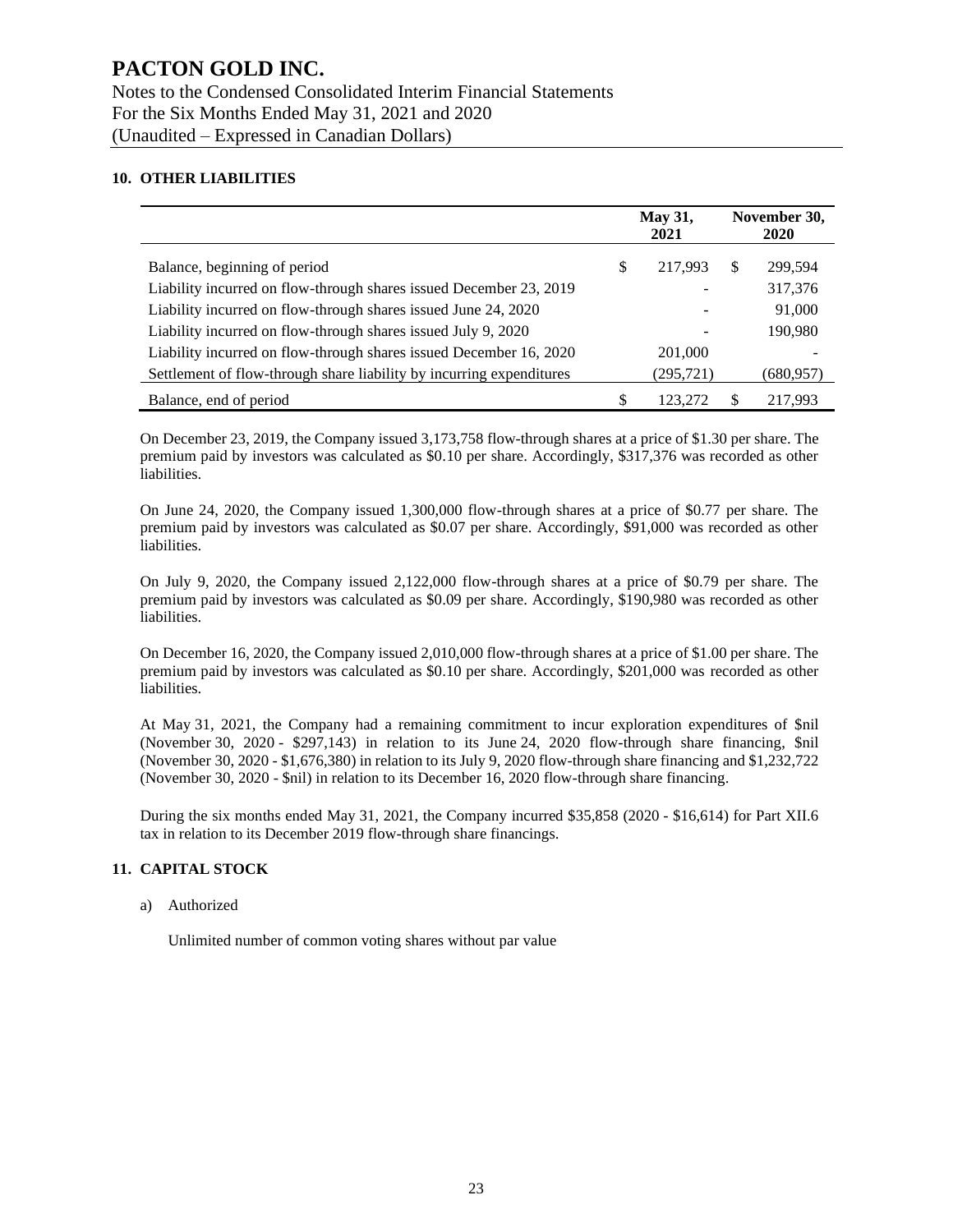# PACTON GOLD INC.

Notes to the Condensed Consolidated Interim Financial Statements
For the Six Months Ended May 31, 2021 and 2020
(Unaudited – Expressed in Canadian Dollars)

## 10. OTHER LIABILITIES

| | May 31, 2021 | November 30, 2020 |
|---|---|---|
| Balance, beginning of period | $ 217,993 | $ 299,594 |
| Liability incurred on flow-through shares issued December 23, 2019 | - | 317,376 |
| Liability incurred on flow-through shares issued June 24, 2020 | - | 91,000 |
| Liability incurred on flow-through shares issued July 9, 2020 | - | 190,980 |
| Liability incurred on flow-through shares issued December 16, 2020 | 201,000 | - |
| Settlement of flow-through share liability by incurring expenditures | (295,721) | (680,957) |
| Balance, end of period | $ 123,272 | $ 217,993 |

On December 23, 2019, the Company issued 3,173,758 flow-through shares at a price of $1.30 per share. The premium paid by investors was calculated as $0.10 per share. Accordingly, $317,376 was recorded as other liabilities.

On June 24, 2020, the Company issued 1,300,000 flow-through shares at a price of $0.77 per share. The premium paid by investors was calculated as $0.07 per share. Accordingly, $91,000 was recorded as other liabilities.

On July 9, 2020, the Company issued 2,122,000 flow-through shares at a price of $0.79 per share. The premium paid by investors was calculated as $0.09 per share. Accordingly, $190,980 was recorded as other liabilities.

On December 16, 2020, the Company issued 2,010,000 flow-through shares at a price of $1.00 per share. The premium paid by investors was calculated as $0.10 per share. Accordingly, $201,000 was recorded as other liabilities.

At May 31, 2021, the Company had a remaining commitment to incur exploration expenditures of $nil (November 30, 2020 - $297,143) in relation to its June 24, 2020 flow-through share financing, $nil (November 30, 2020 - $1,676,380) in relation to its July 9, 2020 flow-through share financing and $1,232,722 (November 30, 2020 - $nil) in relation to its December 16, 2020 flow-through share financing.

During the six months ended May 31, 2021, the Company incurred $35,858 (2020 - $16,614) for Part XII.6 tax in relation to its December 2019 flow-through share financings.

## 11. CAPITAL STOCK

a) Authorized

Unlimited number of common voting shares without par value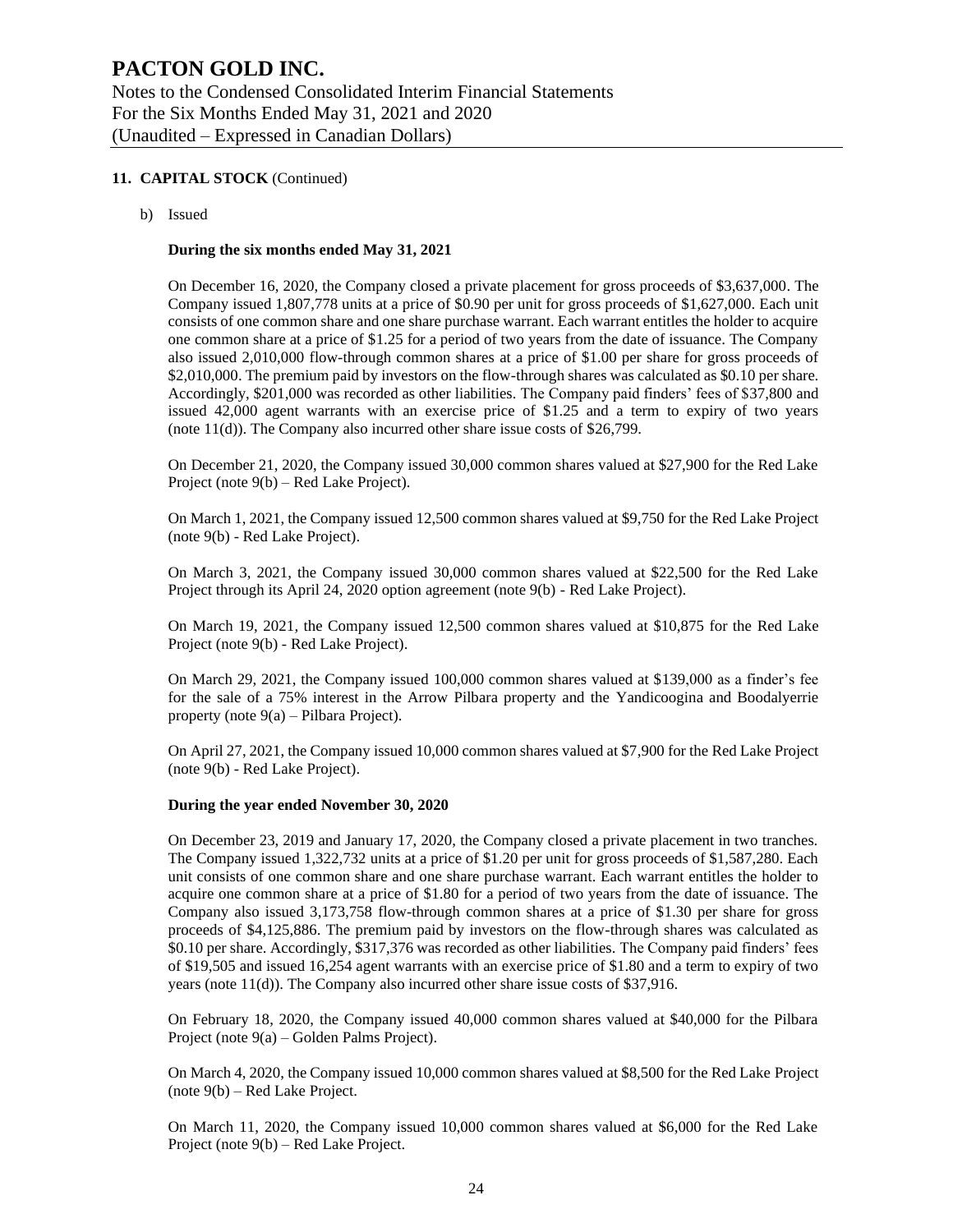## 11. CAPITAL STOCK (Continued)

b) Issued

**During the six months ended May 31, 2021**

On December 16, 2020, the Company closed a private placement for gross proceeds of $3,637,000. The Company issued 1,807,778 units at a price of $0.90 per unit for gross proceeds of $1,627,000. Each unit consists of one common share and one share purchase warrant. Each warrant entitles the holder to acquire one common share at a price of $1.25 for a period of two years from the date of issuance. The Company also issued 2,010,000 flow-through common shares at a price of $1.00 per share for gross proceeds of $2,010,000. The premium paid by investors on the flow-through shares was calculated as $0.10 per share. Accordingly, $201,000 was recorded as other liabilities. The Company paid finders' fees of $37,800 and issued 42,000 agent warrants with an exercise price of $1.25 and a term to expiry of two years (note 11(d)). The Company also incurred other share issue costs of $26,799.

On December 21, 2020, the Company issued 30,000 common shares valued at $27,900 for the Red Lake Project (note 9(b) – Red Lake Project).

On March 1, 2021, the Company issued 12,500 common shares valued at $9,750 for the Red Lake Project (note 9(b) - Red Lake Project).

On March 3, 2021, the Company issued 30,000 common shares valued at $22,500 for the Red Lake Project through its April 24, 2020 option agreement (note 9(b) - Red Lake Project).

On March 19, 2021, the Company issued 12,500 common shares valued at $10,875 for the Red Lake Project (note 9(b) - Red Lake Project).

On March 29, 2021, the Company issued 100,000 common shares valued at $139,000 as a finder's fee for the sale of a 75% interest in the Arrow Pilbara property and the Yandicoogina and Boodalyerrie property (note 9(a) – Pilbara Project).

On April 27, 2021, the Company issued 10,000 common shares valued at $7,900 for the Red Lake Project (note 9(b) - Red Lake Project).

**During the year ended November 30, 2020**

On December 23, 2019 and January 17, 2020, the Company closed a private placement in two tranches. The Company issued 1,322,732 units at a price of $1.20 per unit for gross proceeds of $1,587,280. Each unit consists of one common share and one share purchase warrant. Each warrant entitles the holder to acquire one common share at a price of $1.80 for a period of two years from the date of issuance. The Company also issued 3,173,758 flow-through common shares at a price of $1.30 per share for gross proceeds of $4,125,886. The premium paid by investors on the flow-through shares was calculated as $0.10 per share. Accordingly, $317,376 was recorded as other liabilities. The Company paid finders' fees of $19,505 and issued 16,254 agent warrants with an exercise price of $1.80 and a term to expiry of two years (note 11(d)). The Company also incurred other share issue costs of $37,916.

On February 18, 2020, the Company issued 40,000 common shares valued at $40,000 for the Pilbara Project (note 9(a) – Golden Palms Project).

On March 4, 2020, the Company issued 10,000 common shares valued at $8,500 for the Red Lake Project (note 9(b) – Red Lake Project.

On March 11, 2020, the Company issued 10,000 common shares valued at $6,000 for the Red Lake Project (note 9(b) – Red Lake Project.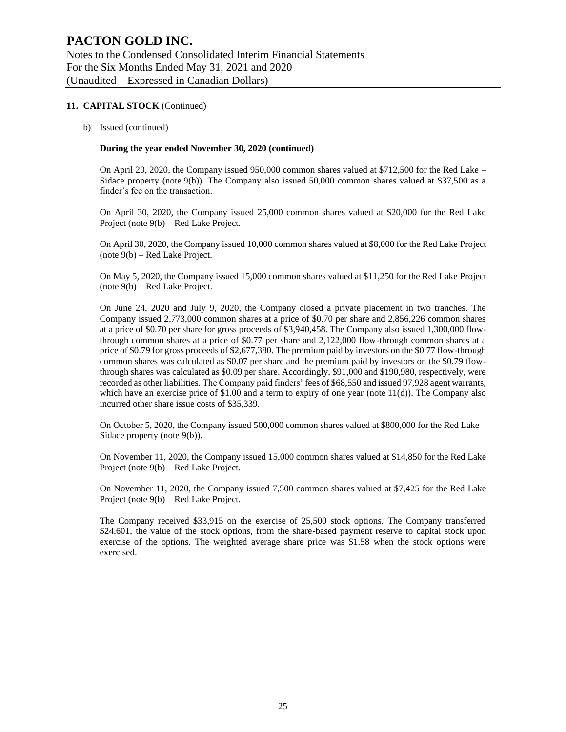## 11. CAPITAL STOCK (Continued)

b) Issued (continued)

**During the year ended November 30, 2020 (continued)**

On April 20, 2020, the Company issued 950,000 common shares valued at $712,500 for the Red Lake – Sidace property (note 9(b)). The Company also issued 50,000 common shares valued at $37,500 as a finder's fee on the transaction.

On April 30, 2020, the Company issued 25,000 common shares valued at $20,000 for the Red Lake Project (note 9(b) – Red Lake Project.

On April 30, 2020, the Company issued 10,000 common shares valued at $8,000 for the Red Lake Project (note 9(b) – Red Lake Project.

On May 5, 2020, the Company issued 15,000 common shares valued at $11,250 for the Red Lake Project (note 9(b) – Red Lake Project.

On June 24, 2020 and July 9, 2020, the Company closed a private placement in two tranches. The Company issued 2,773,000 common shares at a price of $0.70 per share and 2,856,226 common shares at a price of $0.70 per share for gross proceeds of $3,940,458. The Company also issued 1,300,000 flow-through common shares at a price of $0.77 per share and 2,122,000 flow-through common shares at a price of $0.79 for gross proceeds of $2,677,380. The premium paid by investors on the $0.77 flow-through common shares was calculated as $0.07 per share and the premium paid by investors on the $0.79 flow-through shares was calculated as $0.09 per share. Accordingly, $91,000 and $190,980, respectively, were recorded as other liabilities. The Company paid finders' fees of $68,550 and issued 97,928 agent warrants, which have an exercise price of $1.00 and a term to expiry of one year (note 11(d)). The Company also incurred other share issue costs of $35,339.

On October 5, 2020, the Company issued 500,000 common shares valued at $800,000 for the Red Lake – Sidace property (note 9(b)).

On November 11, 2020, the Company issued 15,000 common shares valued at $14,850 for the Red Lake Project (note 9(b) – Red Lake Project.

On November 11, 2020, the Company issued 7,500 common shares valued at $7,425 for the Red Lake Project (note 9(b) – Red Lake Project.

The Company received $33,915 on the exercise of 25,500 stock options. The Company transferred $24,601, the value of the stock options, from the share-based payment reserve to capital stock upon exercise of the options. The weighted average share price was $1.58 when the stock options were exercised.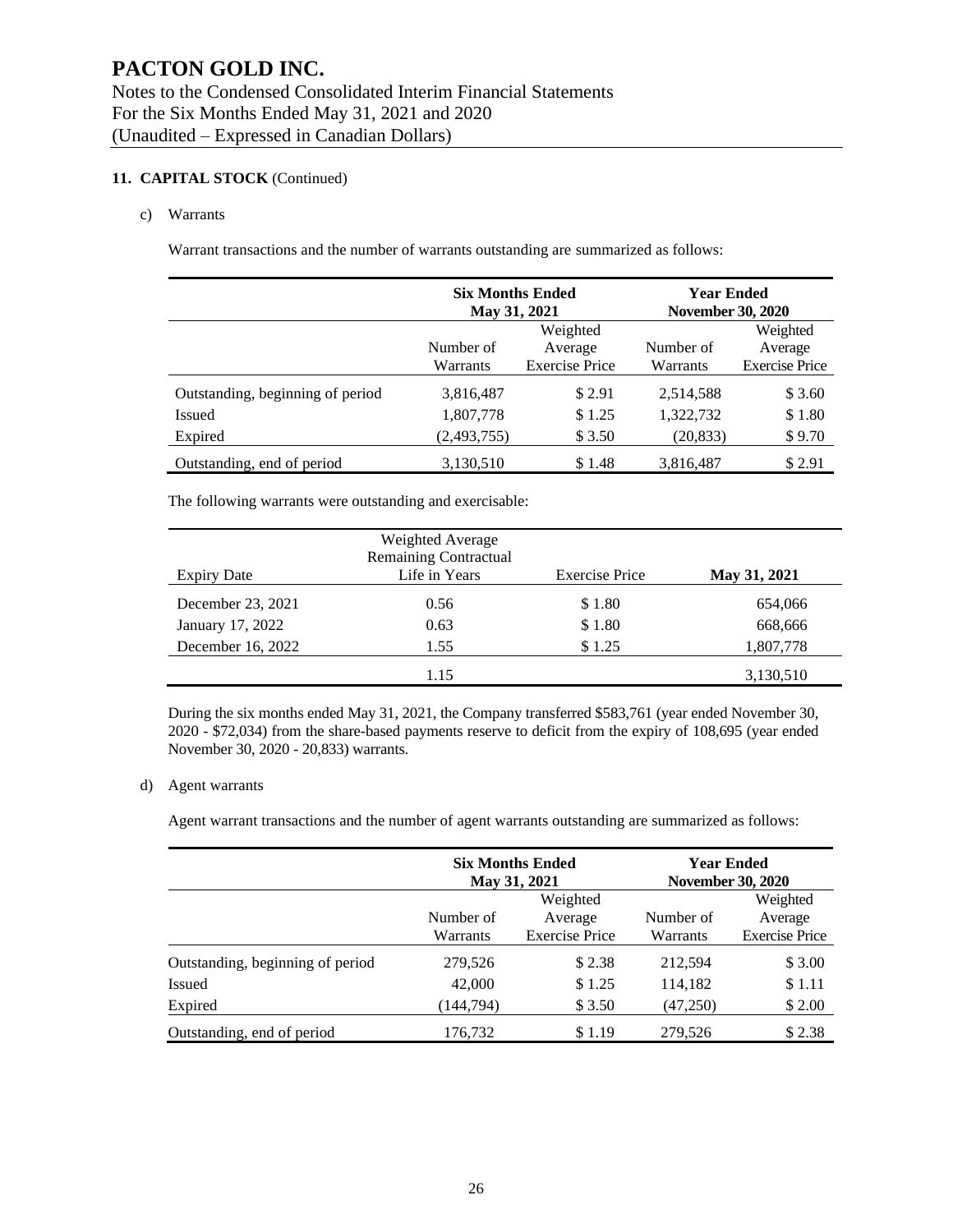# PACTON GOLD INC.

Notes to the Condensed Consolidated Interim Financial Statements
For the Six Months Ended May 31, 2021 and 2020
(Unaudited – Expressed in Canadian Dollars)

## 11. CAPITAL STOCK (Continued)

c) Warrants

Warrant transactions and the number of warrants outstanding are summarized as follows:

| | Six Months Ended May 31, 2021 | | Year Ended November 30, 2020 | |
|---|---|---|---|---|
| | Number of Warrants | Weighted Average Exercise Price | Number of Warrants | Weighted Average Exercise Price |
| Outstanding, beginning of period | 3,816,487 | $ 2.91 | 2,514,588 | $ 3.60 |
| Issued | 1,807,778 | $ 1.25 | 1,322,732 | $ 1.80 |
| Expired | (2,493,755) | $ 3.50 | (20,833) | $ 9.70 |
| Outstanding, end of period | 3,130,510 | $ 1.48 | 3,816,487 | $ 2.91 |

The following warrants were outstanding and exercisable:

| Expiry Date | Weighted Average Remaining Contractual Life in Years | Exercise Price | May 31, 2021 |
|---|---|---|---|
| December 23, 2021 | 0.56 | $ 1.80 | 654,066 |
| January 17, 2022 | 0.63 | $ 1.80 | 668,666 |
| December 16, 2022 | 1.55 | $ 1.25 | 1,807,778 |
| | 1.15 | | 3,130,510 |

During the six months ended May 31, 2021, the Company transferred $583,761 (year ended November 30, 2020 - $72,034) from the share-based payments reserve to deficit from the expiry of 108,695 (year ended November 30, 2020 - 20,833) warrants.

d) Agent warrants

Agent warrant transactions and the number of agent warrants outstanding are summarized as follows:

| | Six Months Ended May 31, 2021 | | Year Ended November 30, 2020 | |
|---|---|---|---|---|
| | Number of Warrants | Weighted Average Exercise Price | Number of Warrants | Weighted Average Exercise Price |
| Outstanding, beginning of period | 279,526 | $ 2.38 | 212,594 | $ 3.00 |
| Issued | 42,000 | $ 1.25 | 114,182 | $ 1.11 |
| Expired | (144,794) | $ 3.50 | (47,250) | $ 2.00 |
| Outstanding, end of period | 176,732 | $ 1.19 | 279,526 | $ 2.38 |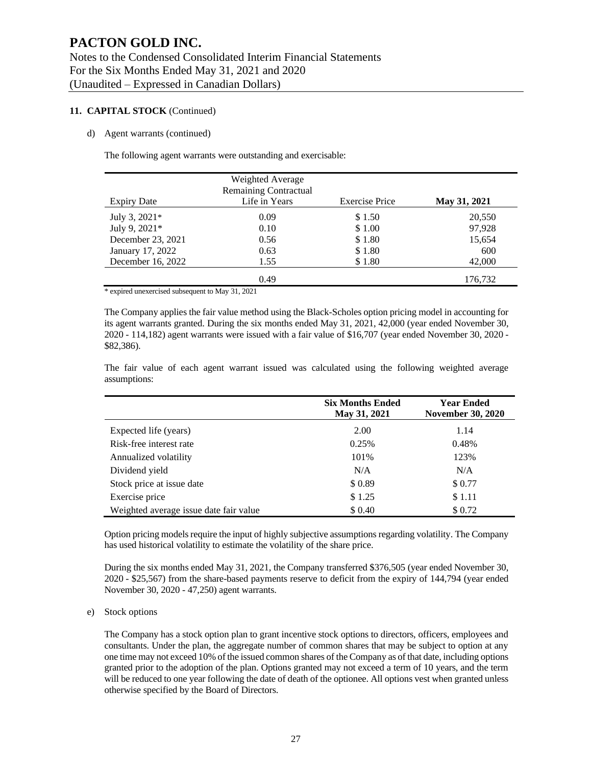**11. CAPITAL STOCK** (Continued)

d) Agent warrants (continued)

The following agent warrants were outstanding and exercisable:

| Expiry Date | Weighted Average Remaining Contractual Life in Years | Exercise Price | **May 31, 2021** |
|---|---|---|---|
| July 3, 2021* | 0.09 | $ 1.50 | 20,550 |
| July 9, 2021* | 0.10 | $ 1.00 | 97,928 |
| December 23, 2021 | 0.56 | $ 1.80 | 15,654 |
| January 17, 2022 | 0.63 | $ 1.80 | 600 |
| December 16, 2022 | 1.55 | $ 1.80 | 42,000 |
| | 0.49 | | 176,732 |

* expired unexercised subsequent to May 31, 2021

The Company applies the fair value method using the Black-Scholes option pricing model in accounting for its agent warrants granted. During the six months ended May 31, 2021, 42,000 (year ended November 30, 2020 - 114,182) agent warrants were issued with a fair value of $16,707 (year ended November 30, 2020 - $82,386).

The fair value of each agent warrant issued was calculated using the following weighted average assumptions:

| | **Six Months Ended May 31, 2021** | **Year Ended November 30, 2020** |
|---|---|---|
| Expected life (years) | 2.00 | 1.14 |
| Risk-free interest rate | 0.25% | 0.48% |
| Annualized volatility | 101% | 123% |
| Dividend yield | N/A | N/A |
| Stock price at issue date | $ 0.89 | $ 0.77 |
| Exercise price | $ 1.25 | $ 1.11 |
| Weighted average issue date fair value | $ 0.40 | $ 0.72 |

Option pricing models require the input of highly subjective assumptions regarding volatility. The Company has used historical volatility to estimate the volatility of the share price.

During the six months ended May 31, 2021, the Company transferred $376,505 (year ended November 30, 2020 - $25,567) from the share-based payments reserve to deficit from the expiry of 144,794 (year ended November 30, 2020 - 47,250) agent warrants.

e) Stock options

The Company has a stock option plan to grant incentive stock options to directors, officers, employees and consultants. Under the plan, the aggregate number of common shares that may be subject to option at any one time may not exceed 10% of the issued common shares of the Company as of that date, including options granted prior to the adoption of the plan. Options granted may not exceed a term of 10 years, and the term will be reduced to one year following the date of death of the optionee. All options vest when granted unless otherwise specified by the Board of Directors.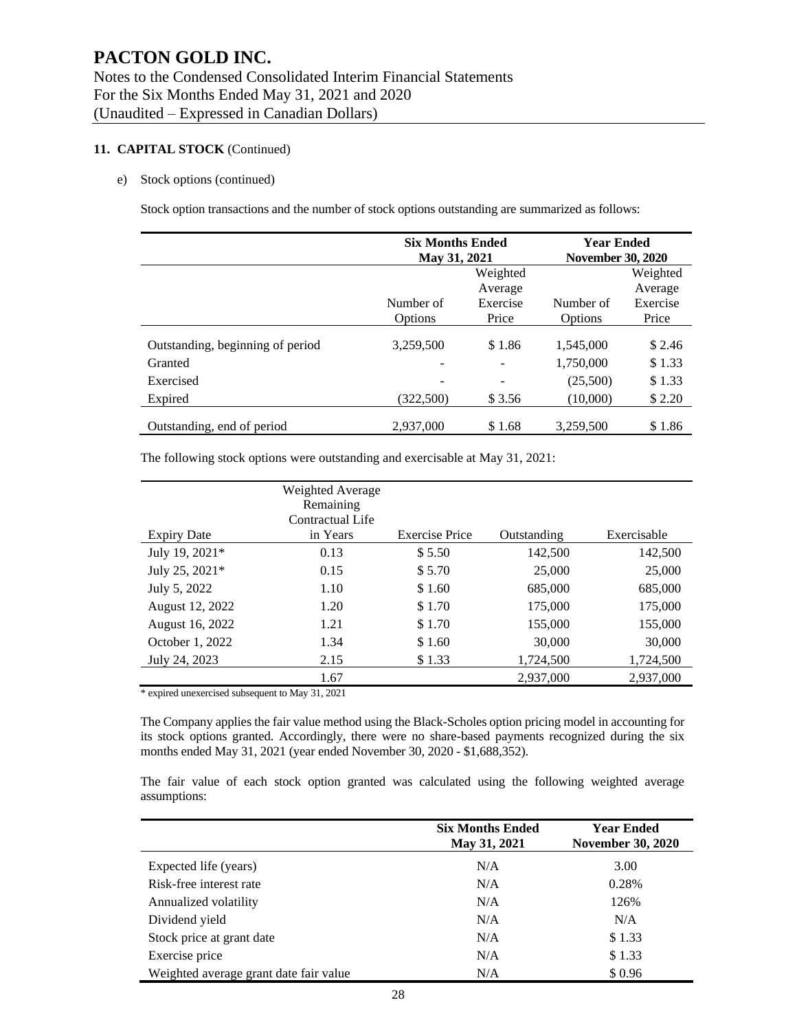# PACTON GOLD INC.

Notes to the Condensed Consolidated Interim Financial Statements
For the Six Months Ended May 31, 2021 and 2020
(Unaudited – Expressed in Canadian Dollars)

**11. CAPITAL STOCK** (Continued)

e) Stock options (continued)

Stock option transactions and the number of stock options outstanding are summarized as follows:

| | **Six Months Ended May 31, 2021** | | **Year Ended November 30, 2020** | |
|---|---|---|---|---|
| | Number of Options | Weighted Average Exercise Price | Number of Options | Weighted Average Exercise Price |
| Outstanding, beginning of period | 3,259,500 | $ 1.86 | 1,545,000 | $ 2.46 |
| Granted | - | - | 1,750,000 | $ 1.33 |
| Exercised | - | - | (25,500) | $ 1.33 |
| Expired | (322,500) | $ 3.56 | (10,000) | $ 2.20 |
| Outstanding, end of period | 2,937,000 | $ 1.68 | 3,259,500 | $ 1.86 |

The following stock options were outstanding and exercisable at May 31, 2021:

| Expiry Date | Weighted Average Remaining Contractual Life in Years | Exercise Price | Outstanding | Exercisable |
|---|---|---|---|---|
| July 19, 2021* | 0.13 | $ 5.50 | 142,500 | 142,500 |
| July 25, 2021* | 0.15 | $ 5.70 | 25,000 | 25,000 |
| July 5, 2022 | 1.10 | $ 1.60 | 685,000 | 685,000 |
| August 12, 2022 | 1.20 | $ 1.70 | 175,000 | 175,000 |
| August 16, 2022 | 1.21 | $ 1.70 | 155,000 | 155,000 |
| October 1, 2022 | 1.34 | $ 1.60 | 30,000 | 30,000 |
| July 24, 2023 | 2.15 | $ 1.33 | 1,724,500 | 1,724,500 |
| | 1.67 | | 2,937,000 | 2,937,000 |

\* expired unexercised subsequent to May 31, 2021

The Company applies the fair value method using the Black-Scholes option pricing model in accounting for its stock options granted. Accordingly, there were no share-based payments recognized during the six months ended May 31, 2021 (year ended November 30, 2020 - $1,688,352).

The fair value of each stock option granted was calculated using the following weighted average assumptions:

| | **Six Months Ended May 31, 2021** | **Year Ended November 30, 2020** |
|---|---|---|
| Expected life (years) | N/A | 3.00 |
| Risk-free interest rate | N/A | 0.28% |
| Annualized volatility | N/A | 126% |
| Dividend yield | N/A | N/A |
| Stock price at grant date | N/A | $ 1.33 |
| Exercise price | N/A | $ 1.33 |
| Weighted average grant date fair value | N/A | $ 0.96 |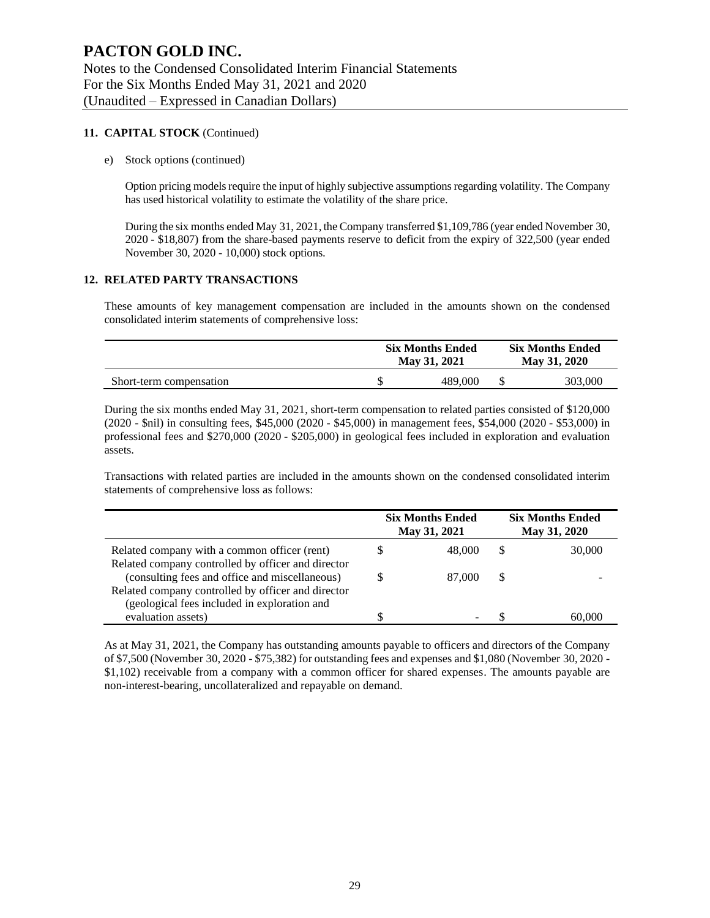# PACTON GOLD INC.

Notes to the Condensed Consolidated Interim Financial Statements
For the Six Months Ended May 31, 2021 and 2020
(Unaudited – Expressed in Canadian Dollars)

**11. CAPITAL STOCK** (Continued)

e) Stock options (continued)

Option pricing models require the input of highly subjective assumptions regarding volatility. The Company has used historical volatility to estimate the volatility of the share price.

During the six months ended May 31, 2021, the Company transferred $1,109,786 (year ended November 30, 2020 - $18,807) from the share-based payments reserve to deficit from the expiry of 322,500 (year ended November 30, 2020 - 10,000) stock options.

**12. RELATED PARTY TRANSACTIONS**

These amounts of key management compensation are included in the amounts shown on the condensed consolidated interim statements of comprehensive loss:

| | Six Months Ended May 31, 2021 | Six Months Ended May 31, 2020 |
|---|---|---|
| Short-term compensation | $ 489,000 | $ 303,000 |

During the six months ended May 31, 2021, short-term compensation to related parties consisted of $120,000 (2020 - $nil) in consulting fees, $45,000 (2020 - $45,000) in management fees, $54,000 (2020 - $53,000) in professional fees and $270,000 (2020 - $205,000) in geological fees included in exploration and evaluation assets.

Transactions with related parties are included in the amounts shown on the condensed consolidated interim statements of comprehensive loss as follows:

| | Six Months Ended May 31, 2021 | Six Months Ended May 31, 2020 |
|---|---|---|
| Related company with a common officer (rent) | $ 48,000 | $ 30,000 |
| Related company controlled by officer and director (consulting fees and office and miscellaneous) | $ 87,000 | $ - |
| Related company controlled by officer and director (geological fees included in exploration and evaluation assets) | $ - | $ 60,000 |

As at May 31, 2021, the Company has outstanding amounts payable to officers and directors of the Company of $7,500 (November 30, 2020 - $75,382) for outstanding fees and expenses and $1,080 (November 30, 2020 - $1,102) receivable from a company with a common officer for shared expenses. The amounts payable are non-interest-bearing, uncollateralized and repayable on demand.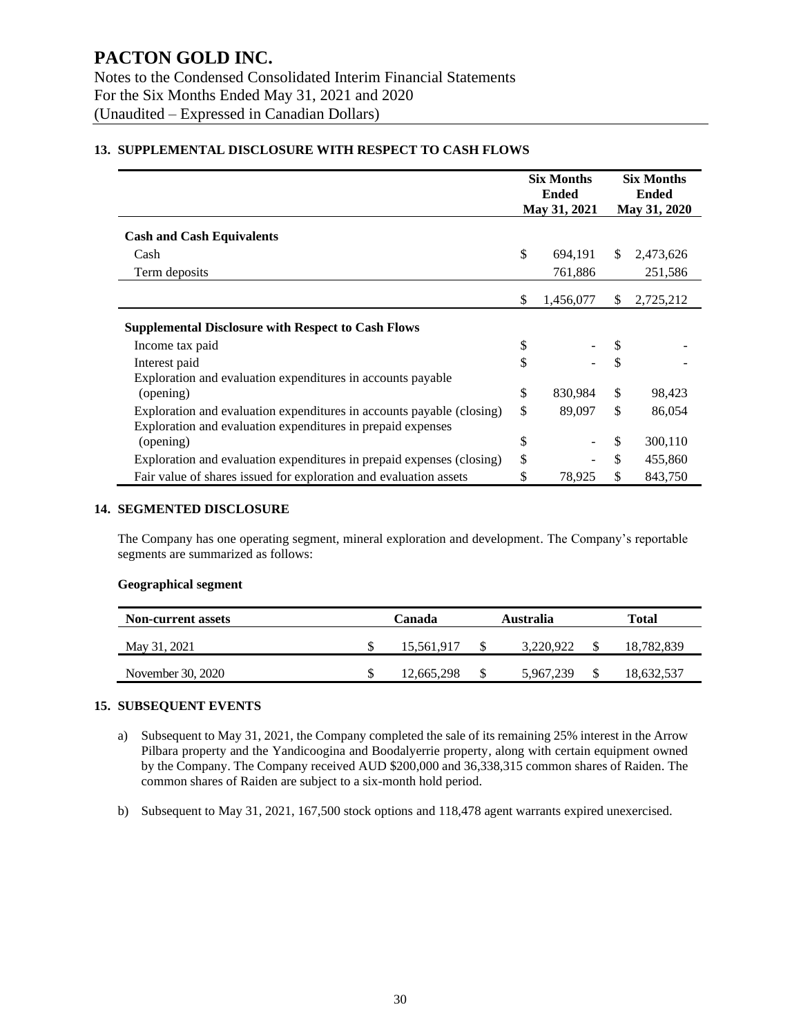## 13. SUPPLEMENTAL DISCLOSURE WITH RESPECT TO CASH FLOWS

| | Six Months Ended May 31, 2021 | Six Months Ended May 31, 2020 |
|---|---|---|
| **Cash and Cash Equivalents** | | |
| Cash | $ 694,191 | $ 2,473,626 |
| Term deposits | 761,886 | 251,586 |
| | $ 1,456,077 | $ 2,725,212 |
| **Supplemental Disclosure with Respect to Cash Flows** | | |
| Income tax paid | $ - | $ - |
| Interest paid | $ - | $ - |
| Exploration and evaluation expenditures in accounts payable (opening) | $ 830,984 | $ 98,423 |
| Exploration and evaluation expenditures in accounts payable (closing) | $ 89,097 | $ 86,054 |
| Exploration and evaluation expenditures in prepaid expenses (opening) | $ - | $ 300,110 |
| Exploration and evaluation expenditures in prepaid expenses (closing) | $ - | $ 455,860 |
| Fair value of shares issued for exploration and evaluation assets | $ 78,925 | $ 843,750 |

## 14. SEGMENTED DISCLOSURE

The Company has one operating segment, mineral exploration and development. The Company's reportable segments are summarized as follows:

**Geographical segment**

| Non-current assets | Canada | Australia | Total |
|---|---|---|---|
| May 31, 2021 | $ 15,561,917 | $ 3,220,922 | $ 18,782,839 |
| November 30, 2020 | $ 12,665,298 | $ 5,967,239 | $ 18,632,537 |

## 15. SUBSEQUENT EVENTS

a) Subsequent to May 31, 2021, the Company completed the sale of its remaining 25% interest in the Arrow Pilbara property and the Yandicoogina and Boodalyerrie property, along with certain equipment owned by the Company. The Company received AUD $200,000 and 36,338,315 common shares of Raiden. The common shares of Raiden are subject to a six-month hold period.

b) Subsequent to May 31, 2021, 167,500 stock options and 118,478 agent warrants expired unexercised.